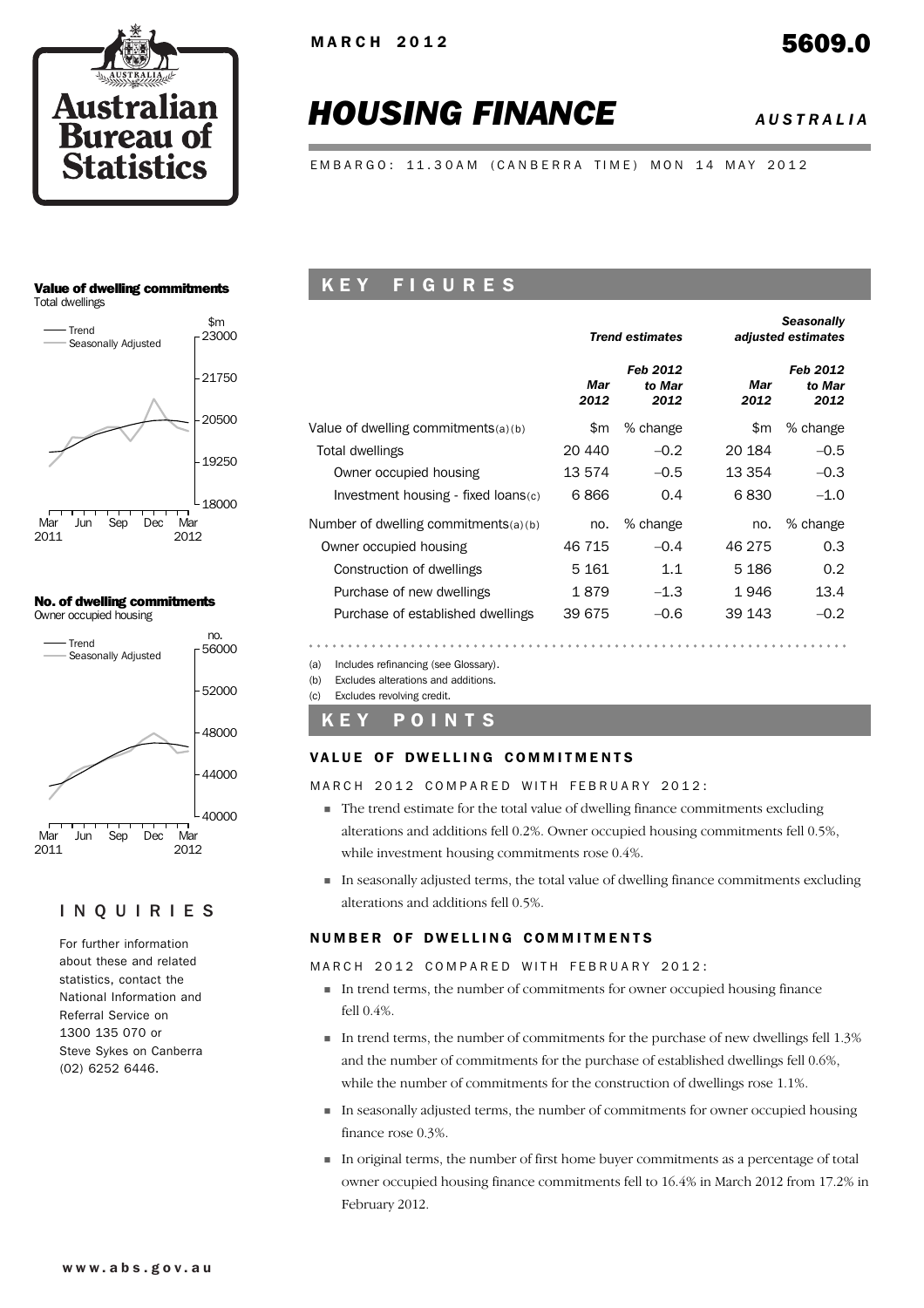MARCH 2012

# HOUSING FINANCE

**5609.0**

*AUSTRALIA*

EMBARGO: 11.30AM (CANBERRA TIME) MON 14 MAY 2012

**Value of dwelling commitments**
Total dwellings

**No. of dwelling commitments**
Owner occupied housing

## INQUIRIES

For further information about these and related statistics, contact the National Information and Referral Service on 1300 135 070 or Steve Sykes on Canberra (02) 6252 6446.

## KEY FIGURES

| | *Trend estimates* | | *Seasonally adjusted estimates* | |
|---|---|---|---|---|
| | *Mar 2012* | *Feb 2012 to Mar 2012* | *Mar 2012* | *Feb 2012 to Mar 2012* |
| Value of dwelling commitments(a)(b) | $m | % change | $m | % change |
| Total dwellings | 20 440 | –0.2 | 20 184 | –0.5 |
| Owner occupied housing | 13 574 | –0.5 | 13 354 | –0.3 |
| Investment housing - fixed loans(c) | 6 866 | 0.4 | 6 830 | –1.0 |
| Number of dwelling commitments(a)(b) | no. | % change | no. | % change |
| Owner occupied housing | 46 715 | –0.4 | 46 275 | 0.3 |
| Construction of dwellings | 5 161 | 1.1 | 5 186 | 0.2 |
| Purchase of new dwellings | 1 879 | –1.3 | 1 946 | 13.4 |
| Purchase of established dwellings | 39 675 | –0.6 | 39 143 | –0.2 |

(a) Includes refinancing (see Glossary).
(b) Excludes alterations and additions.
(c) Excludes revolving credit.

## KEY POINTS

### VALUE OF DWELLING COMMITMENTS

MARCH 2012 COMPARED WITH FEBRUARY 2012:

- The trend estimate for the total value of dwelling finance commitments excluding alterations and additions fell 0.2%. Owner occupied housing commitments fell 0.5%, while investment housing commitments rose 0.4%.
- In seasonally adjusted terms, the total value of dwelling finance commitments excluding alterations and additions fell 0.5%.

### NUMBER OF DWELLING COMMITMENTS

MARCH 2012 COMPARED WITH FEBRUARY 2012:

- In trend terms, the number of commitments for owner occupied housing finance fell 0.4%.
- In trend terms, the number of commitments for the purchase of new dwellings fell 1.3% and the number of commitments for the purchase of established dwellings fell 0.6%, while the number of commitments for the construction of dwellings rose 1.1%.
- In seasonally adjusted terms, the number of commitments for owner occupied housing finance rose 0.3%.
- In original terms, the number of first home buyer commitments as a percentage of total owner occupied housing finance commitments fell to 16.4% in March 2012 from 17.2% in February 2012.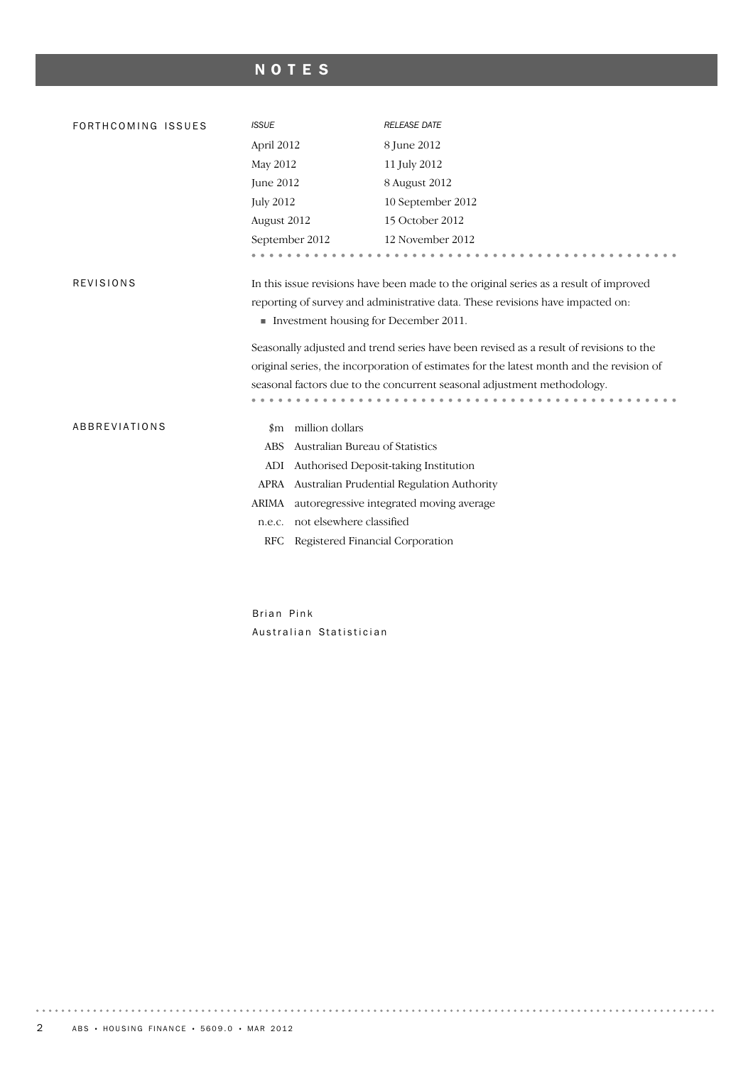# NOTES

## FORTHCOMING ISSUES

| *ISSUE* | *RELEASE DATE* |
| --- | --- |
| April 2012 | 8 June 2012 |
| May 2012 | 11 July 2012 |
| June 2012 | 8 August 2012 |
| July 2012 | 10 September 2012 |
| August 2012 | 15 October 2012 |
| September 2012 | 12 November 2012 |

## REVISIONS

In this issue revisions have been made to the original series as a result of improved reporting of survey and administrative data. These revisions have impacted on:

- Investment housing for December 2011.

Seasonally adjusted and trend series have been revised as a result of revisions to the original series, the incorporation of estimates for the latest month and the revision of seasonal factors due to the concurrent seasonal adjustment methodology.

## ABBREVIATIONS

| | |
| --- | --- |
| $m | million dollars |
| ABS | Australian Bureau of Statistics |
| ADI | Authorised Deposit-taking Institution |
| APRA | Australian Prudential Regulation Authority |
| ARIMA | autoregressive integrated moving average |
| n.e.c. | not elsewhere classified |
| RFC | Registered Financial Corporation |

Brian Pink
Australian Statistician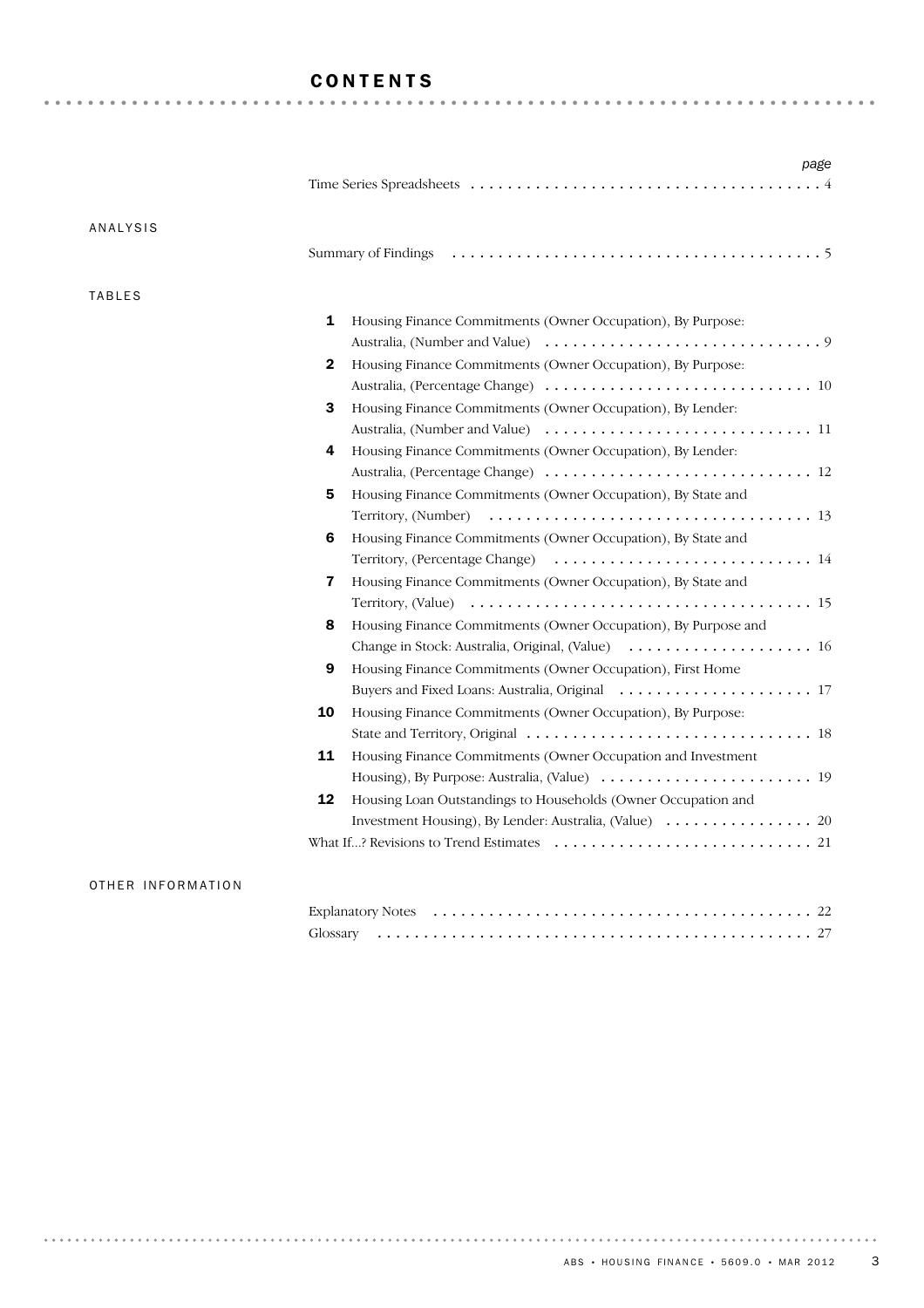# CONTENTS

| | | page |
|---|---|---|
| | Time Series Spreadsheets | 4 |
| **ANALYSIS** | | |
| | Summary of Findings | 5 |
| **TABLES** | | |
| 1 | Housing Finance Commitments (Owner Occupation), By Purpose: Australia, (Number and Value) | 9 |
| 2 | Housing Finance Commitments (Owner Occupation), By Purpose: Australia, (Percentage Change) | 10 |
| 3 | Housing Finance Commitments (Owner Occupation), By Lender: Australia, (Number and Value) | 11 |
| 4 | Housing Finance Commitments (Owner Occupation), By Lender: Australia, (Percentage Change) | 12 |
| 5 | Housing Finance Commitments (Owner Occupation), By State and Territory, (Number) | 13 |
| 6 | Housing Finance Commitments (Owner Occupation), By State and Territory, (Percentage Change) | 14 |
| 7 | Housing Finance Commitments (Owner Occupation), By State and Territory, (Value) | 15 |
| 8 | Housing Finance Commitments (Owner Occupation), By Purpose and Change in Stock: Australia, Original, (Value) | 16 |
| 9 | Housing Finance Commitments (Owner Occupation), First Home Buyers and Fixed Loans: Australia, Original | 17 |
| 10 | Housing Finance Commitments (Owner Occupation), By Purpose: State and Territory, Original | 18 |
| 11 | Housing Finance Commitments (Owner Occupation and Investment Housing), By Purpose: Australia, (Value) | 19 |
| 12 | Housing Loan Outstandings to Households (Owner Occupation and Investment Housing), By Lender: Australia, (Value) | 20 |
| | What If...? Revisions to Trend Estimates | 21 |
| **OTHER INFORMATION** | | |
| | Explanatory Notes | 22 |
| | Glossary | 27 |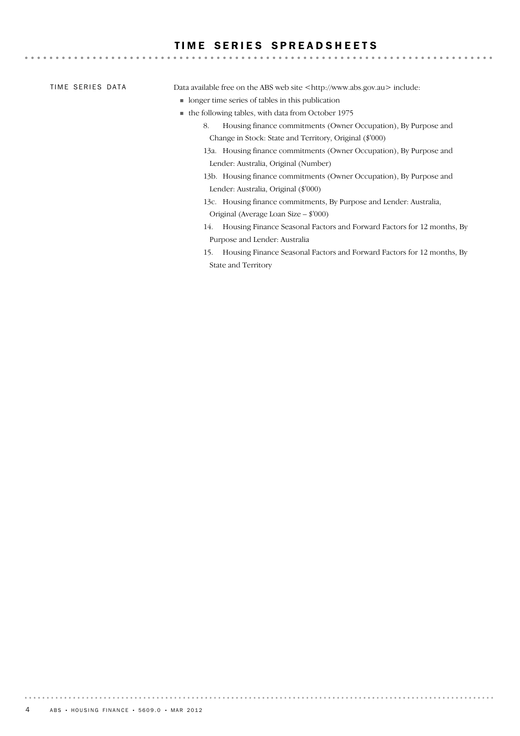# TIME SERIES SPREADSHEETS

## TIME SERIES DATA

Data available free on the ABS web site <http://www.abs.gov.au> include:

- longer time series of tables in this publication
- the following tables, with data from October 1975
  - 8. Housing finance commitments (Owner Occupation), By Purpose and Change in Stock: State and Territory, Original ($'000)
  - 13a. Housing finance commitments (Owner Occupation), By Purpose and Lender: Australia, Original (Number)
  - 13b. Housing finance commitments (Owner Occupation), By Purpose and Lender: Australia, Original ($'000)
  - 13c. Housing finance commitments, By Purpose and Lender: Australia, Original (Average Loan Size – $'000)
  - 14. Housing Finance Seasonal Factors and Forward Factors for 12 months, By Purpose and Lender: Australia
  - 15. Housing Finance Seasonal Factors and Forward Factors for 12 months, By State and Territory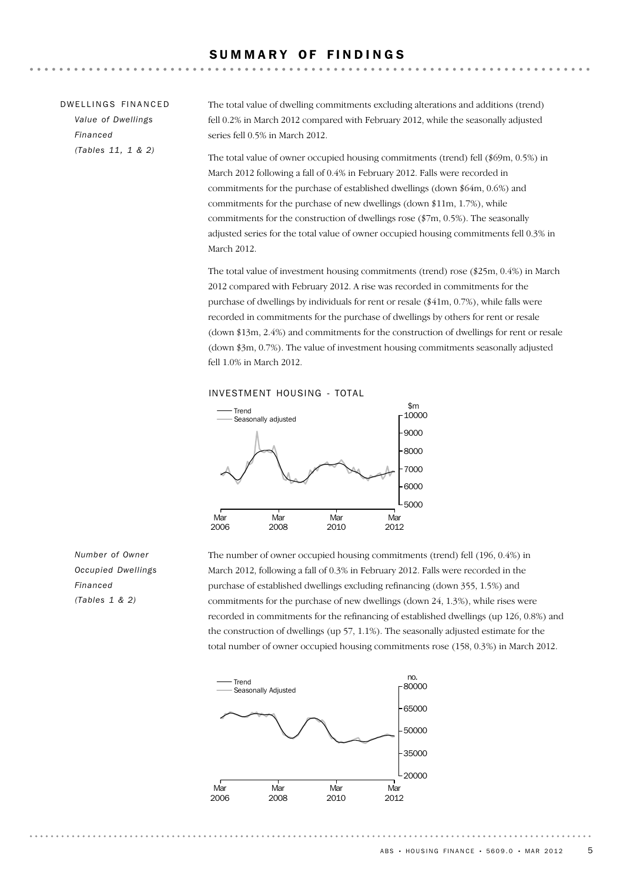# SUMMARY OF FINDINGS

## DWELLINGS FINANCED

### *Value of Dwellings Financed (Tables 11, 1 & 2)*

The total value of dwelling commitments excluding alterations and additions (trend) fell 0.2% in March 2012 compared with February 2012, while the seasonally adjusted series fell 0.5% in March 2012.

The total value of owner occupied housing commitments (trend) fell ($69m, 0.5%) in March 2012 following a fall of 0.4% in February 2012. Falls were recorded in commitments for the purchase of established dwellings (down $64m, 0.6%) and commitments for the purchase of new dwellings (down $11m, 1.7%), while commitments for the construction of dwellings rose ($7m, 0.5%). The seasonally adjusted series for the total value of owner occupied housing commitments fell 0.3% in March 2012.

The total value of investment housing commitments (trend) rose ($25m, 0.4%) in March 2012 compared with February 2012. A rise was recorded in commitments for the purchase of dwellings by individuals for rent or resale ($41m, 0.7%), while falls were recorded in commitments for the purchase of dwellings by others for rent or resale (down $13m, 2.4%) and commitments for the construction of dwellings for rent or resale (down $3m, 0.7%). The value of investment housing commitments seasonally adjusted fell 1.0% in March 2012.

INVESTMENT HOUSING - TOTAL

### *Number of Owner Occupied Dwellings Financed (Tables 1 & 2)*

The number of owner occupied housing commitments (trend) fell (196, 0.4%) in March 2012, following a fall of 0.3% in February 2012. Falls were recorded in the purchase of established dwellings excluding refinancing (down 355, 1.5%) and commitments for the purchase of new dwellings (down 24, 1.3%), while rises were recorded in commitments for the refinancing of established dwellings (up 126, 0.8%) and the construction of dwellings (up 57, 1.1%). The seasonally adjusted estimate for the total number of owner occupied housing commitments rose (158, 0.3%) in March 2012.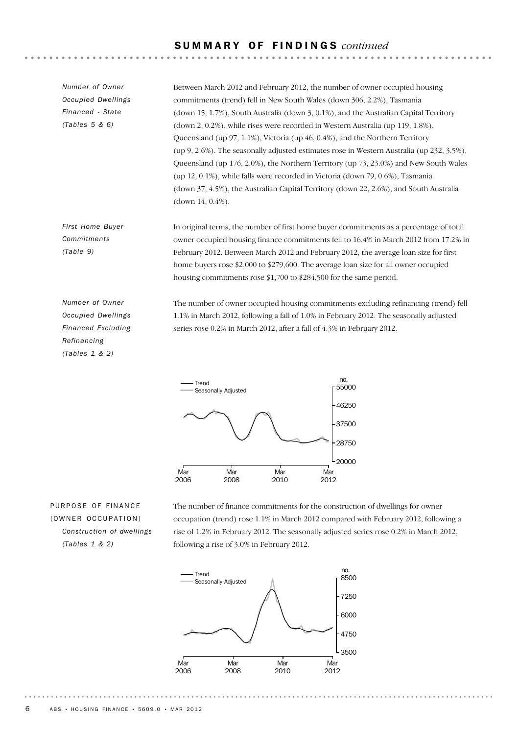## SUMMARY OF FINDINGS *continued*

*Number of Owner Occupied Dwellings Financed - State (Tables 5 & 6)*

Between March 2012 and February 2012, the number of owner occupied housing commitments (trend) fell in New South Wales (down 306, 2.2%), Tasmania (down 15, 1.7%), South Australia (down 3, 0.1%), and the Australian Capital Territory (down 2, 0.2%), while rises were recorded in Western Australia (up 119, 1.8%), Queensland (up 97, 1.1%), Victoria (up 46, 0.4%), and the Northern Territory (up 9, 2.6%). The seasonally adjusted estimates rose in Western Australia (up 232, 3.5%), Queensland (up 176, 2.0%), the Northern Territory (up 73, 23.0%) and New South Wales (up 12, 0.1%), while falls were recorded in Victoria (down 79, 0.6%), Tasmania (down 37, 4.5%), the Australian Capital Territory (down 22, 2.6%), and South Australia (down 14, 0.4%).

*First Home Buyer Commitments (Table 9)*

In original terms, the number of first home buyer commitments as a percentage of total owner occupied housing finance commitments fell to 16.4% in March 2012 from 17.2% in February 2012. Between March 2012 and February 2012, the average loan size for first home buyers rose $2,000 to $279,600. The average loan size for all owner occupied housing commitments rose $1,700 to $284,500 for the same period.

*Number of Owner Occupied Dwellings Financed Excluding Refinancing (Tables 1 & 2)*

The number of owner occupied housing commitments excluding refinancing (trend) fell 1.1% in March 2012, following a fall of 1.0% in February 2012. The seasonally adjusted series rose 0.2% in March 2012, after a fall of 4.3% in February 2012.

PURPOSE OF FINANCE (OWNER OCCUPATION)

*Construction of dwellings (Tables 1 & 2)*

The number of finance commitments for the construction of dwellings for owner occupation (trend) rose 1.1% in March 2012 compared with February 2012, following a rise of 1.2% in February 2012. The seasonally adjusted series rose 0.2% in March 2012, following a rise of 3.0% in February 2012.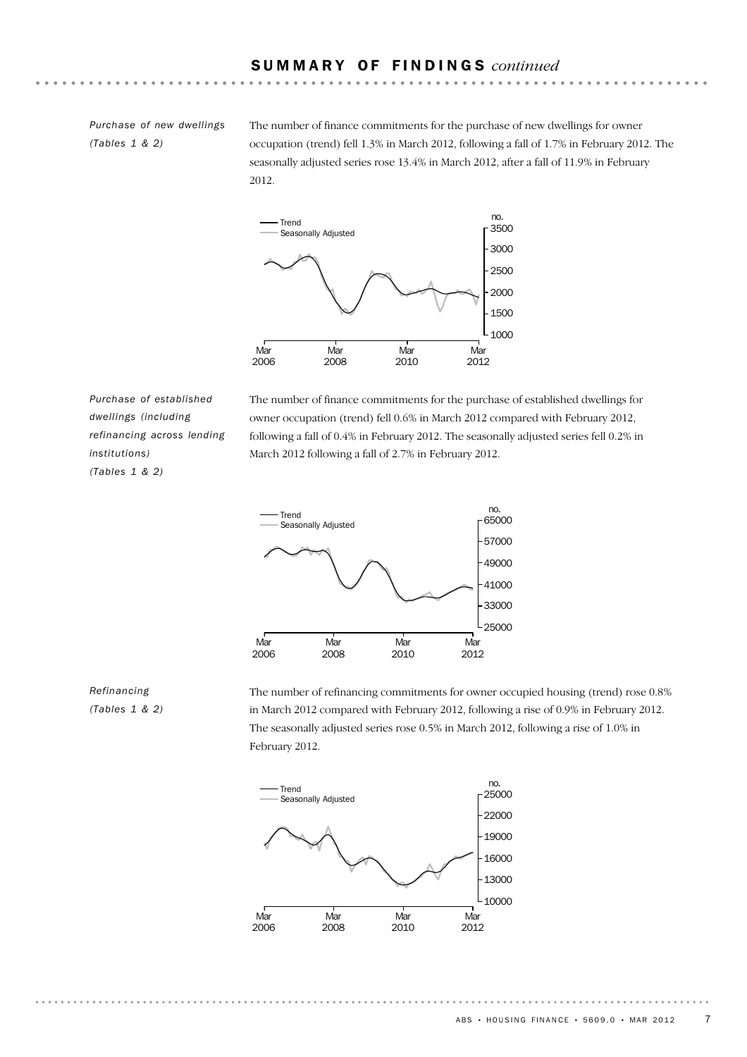## SUMMARY OF FINDINGS *continued*

*Purchase of new dwellings (Tables 1 & 2)*

The number of finance commitments for the purchase of new dwellings for owner occupation (trend) fell 1.3% in March 2012, following a fall of 1.7% in February 2012. The seasonally adjusted series rose 13.4% in March 2012, after a fall of 11.9% in February 2012.

*Purchase of established dwellings (including refinancing across lending institutions) (Tables 1 & 2)*

The number of finance commitments for the purchase of established dwellings for owner occupation (trend) fell 0.6% in March 2012 compared with February 2012, following a fall of 0.4% in February 2012. The seasonally adjusted series fell 0.2% in March 2012 following a fall of 2.7% in February 2012.

*Refinancing (Tables 1 & 2)*

The number of refinancing commitments for owner occupied housing (trend) rose 0.8% in March 2012 compared with February 2012, following a rise of 0.9% in February 2012. The seasonally adjusted series rose 0.5% in March 2012, following a rise of 1.0% in February 2012.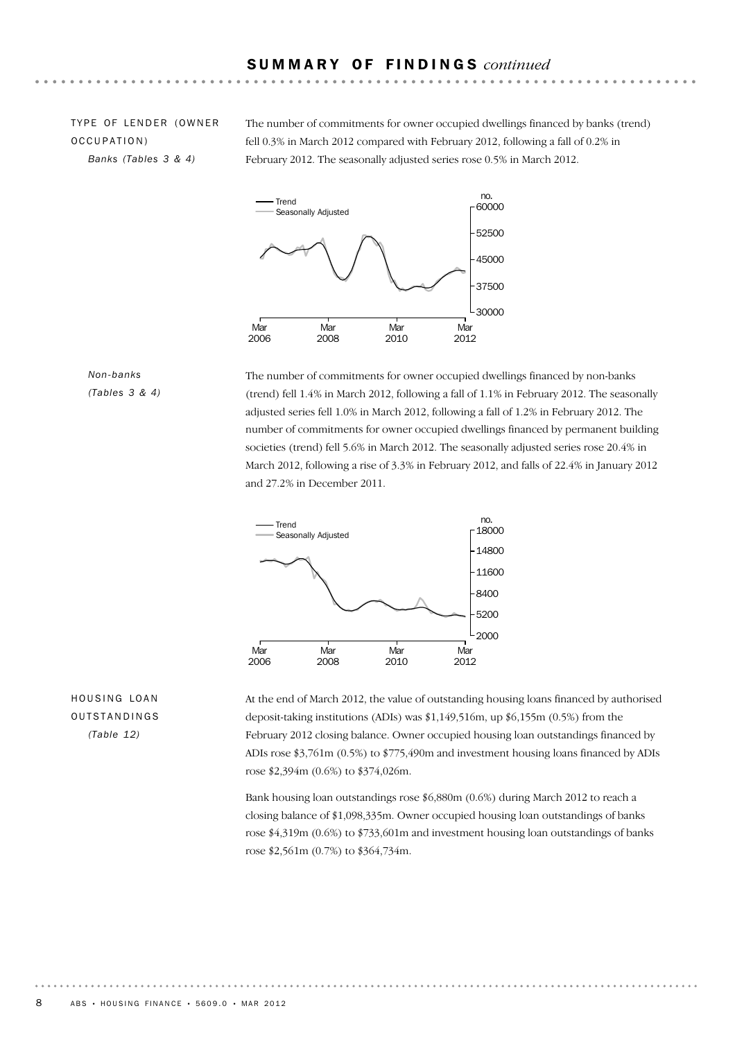## SUMMARY OF FINDINGS *continued*

### TYPE OF LENDER (OWNER OCCUPATION)

*Banks (Tables 3 & 4)*

The number of commitments for owner occupied dwellings financed by banks (trend) fell 0.3% in March 2012 compared with February 2012, following a fall of 0.2% in February 2012. The seasonally adjusted series rose 0.5% in March 2012.

*Non-banks (Tables 3 & 4)*

The number of commitments for owner occupied dwellings financed by non-banks (trend) fell 1.4% in March 2012, following a fall of 1.1% in February 2012. The seasonally adjusted series fell 1.0% in March 2012, following a fall of 1.2% in February 2012. The number of commitments for owner occupied dwellings financed by permanent building societies (trend) fell 5.6% in March 2012. The seasonally adjusted series rose 20.4% in March 2012, following a rise of 3.3% in February 2012, and falls of 22.4% in January 2012 and 27.2% in December 2011.

### HOUSING LOAN OUTSTANDINGS

*(Table 12)*

At the end of March 2012, the value of outstanding housing loans financed by authorised deposit-taking institutions (ADIs) was $1,149,516m, up $6,155m (0.5%) from the February 2012 closing balance. Owner occupied housing loan outstandings financed by ADIs rose $3,761m (0.5%) to $775,490m and investment housing loans financed by ADIs rose $2,394m (0.6%) to $374,026m.

Bank housing loan outstandings rose $6,880m (0.6%) during March 2012 to reach a closing balance of $1,098,335m. Owner occupied housing loan outstandings of banks rose $4,319m (0.6%) to $733,601m and investment housing loan outstandings of banks rose $2,561m (0.7%) to $364,734m.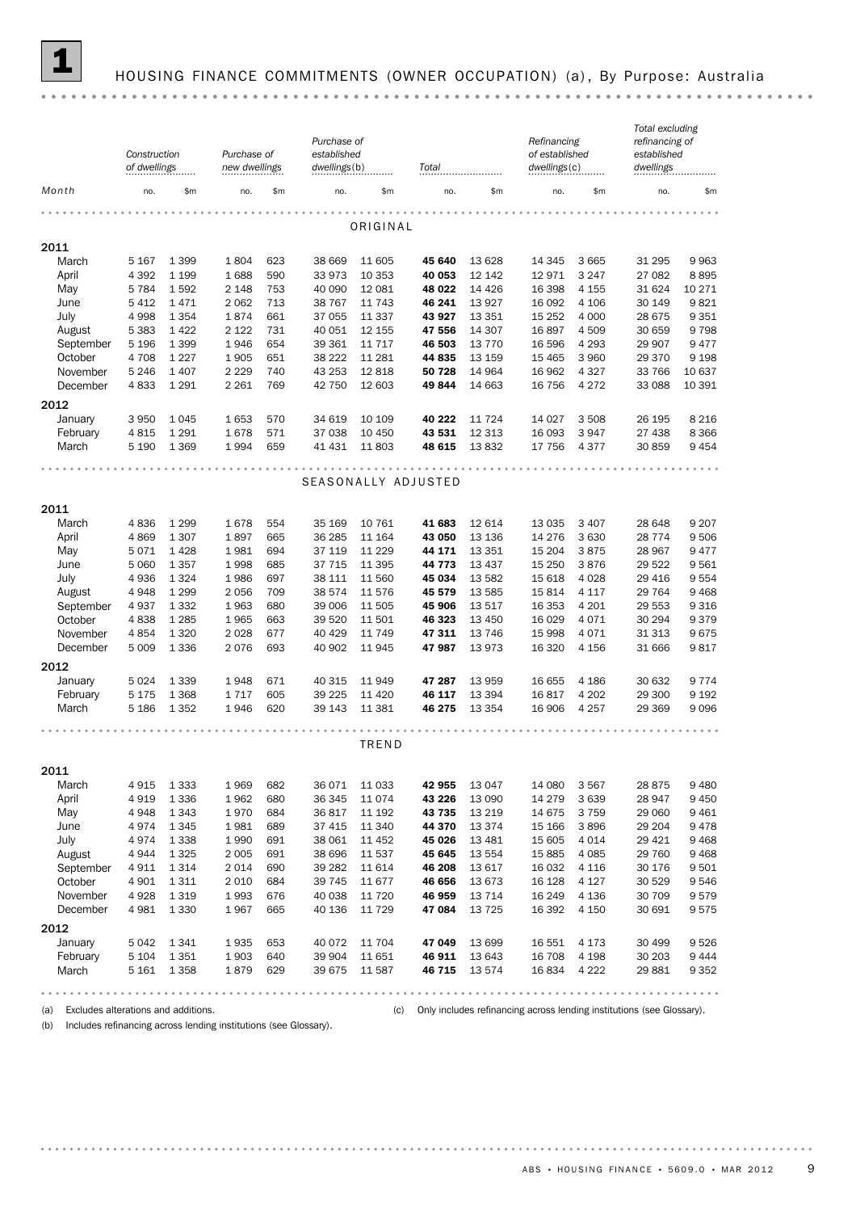# 1 HOUSING FINANCE COMMITMENTS (OWNER OCCUPATION) (a), By Purpose: Australia

| Month | Construction of dwellings | | Purchase of new dwellings | | Purchase of established dwellings(b) | | Total | | Refinancing of established dwellings(c) | | Total excluding refinancing of established dwellings | |
|---|---|---|---|---|---|---|---|---|---|---|---|---|
| | no. | $m | no. | $m | no. | $m | no. | $m | no. | $m | no. | $m |
| **ORIGINAL** | | | | | | | | | | | | |
| **2011** | | | | | | | | | | | | |
| March | 5 167 | 1 399 | 1 804 | 623 | 38 669 | 11 605 | **45 640** | 13 628 | 14 345 | 3 665 | 31 295 | 9 963 |
| April | 4 392 | 1 199 | 1 688 | 590 | 33 973 | 10 353 | **40 053** | 12 142 | 12 971 | 3 247 | 27 082 | 8 895 |
| May | 5 784 | 1 592 | 2 148 | 753 | 40 090 | 12 081 | **48 022** | 14 426 | 16 398 | 4 155 | 31 624 | 10 271 |
| June | 5 412 | 1 471 | 2 062 | 713 | 38 767 | 11 743 | **46 241** | 13 927 | 16 092 | 4 106 | 30 149 | 9 821 |
| July | 4 998 | 1 354 | 1 874 | 661 | 37 055 | 11 337 | **43 927** | 13 351 | 15 252 | 4 000 | 28 675 | 9 351 |
| August | 5 383 | 1 422 | 2 122 | 731 | 40 051 | 12 155 | **47 556** | 14 307 | 16 897 | 4 509 | 30 659 | 9 798 |
| September | 5 196 | 1 399 | 1 946 | 654 | 39 361 | 11 717 | **46 503** | 13 770 | 16 596 | 4 293 | 29 907 | 9 477 |
| October | 4 708 | 1 227 | 1 905 | 651 | 38 222 | 11 281 | **44 835** | 13 159 | 15 465 | 3 960 | 29 370 | 9 198 |
| November | 5 246 | 1 407 | 2 229 | 740 | 43 253 | 12 818 | **50 728** | 14 964 | 16 962 | 4 327 | 33 766 | 10 637 |
| December | 4 833 | 1 291 | 2 261 | 769 | 42 750 | 12 603 | **49 844** | 14 663 | 16 756 | 4 272 | 33 088 | 10 391 |
| **2012** | | | | | | | | | | | | |
| January | 3 950 | 1 045 | 1 653 | 570 | 34 619 | 10 109 | **40 222** | 11 724 | 14 027 | 3 508 | 26 195 | 8 216 |
| February | 4 815 | 1 291 | 1 678 | 571 | 37 038 | 10 450 | **43 531** | 12 313 | 16 093 | 3 947 | 27 438 | 8 366 |
| March | 5 190 | 1 369 | 1 994 | 659 | 41 431 | 11 803 | **48 615** | 13 832 | 17 756 | 4 377 | 30 859 | 9 454 |
| **SEASONALLY ADJUSTED** | | | | | | | | | | | | |
| **2011** | | | | | | | | | | | | |
| March | 4 836 | 1 299 | 1 678 | 554 | 35 169 | 10 761 | **41 683** | 12 614 | 13 035 | 3 407 | 28 648 | 9 207 |
| April | 4 869 | 1 307 | 1 897 | 665 | 36 285 | 11 164 | **43 050** | 13 136 | 14 276 | 3 630 | 28 774 | 9 506 |
| May | 5 071 | 1 428 | 1 981 | 694 | 37 119 | 11 229 | **44 171** | 13 351 | 15 204 | 3 875 | 28 967 | 9 477 |
| June | 5 060 | 1 357 | 1 998 | 685 | 37 715 | 11 395 | **44 773** | 13 437 | 15 250 | 3 876 | 29 522 | 9 561 |
| July | 4 936 | 1 324 | 1 986 | 697 | 38 111 | 11 560 | **45 034** | 13 582 | 15 618 | 4 028 | 29 416 | 9 554 |
| August | 4 948 | 1 299 | 2 056 | 709 | 38 574 | 11 576 | **45 579** | 13 585 | 15 814 | 4 117 | 29 764 | 9 468 |
| September | 4 937 | 1 332 | 1 963 | 680 | 39 006 | 11 505 | **45 906** | 13 517 | 16 353 | 4 201 | 29 553 | 9 316 |
| October | 4 838 | 1 285 | 1 965 | 663 | 39 520 | 11 501 | **46 323** | 13 450 | 16 029 | 4 071 | 30 294 | 9 379 |
| November | 4 854 | 1 320 | 2 028 | 677 | 40 429 | 11 749 | **47 311** | 13 746 | 15 998 | 4 071 | 31 313 | 9 675 |
| December | 5 009 | 1 336 | 2 076 | 693 | 40 902 | 11 945 | **47 987** | 13 973 | 16 320 | 4 156 | 31 666 | 9 817 |
| **2012** | | | | | | | | | | | | |
| January | 5 024 | 1 339 | 1 948 | 671 | 40 315 | 11 949 | **47 287** | 13 959 | 16 655 | 4 186 | 30 632 | 9 774 |
| February | 5 175 | 1 368 | 1 717 | 605 | 39 225 | 11 420 | **46 117** | 13 394 | 16 817 | 4 202 | 29 300 | 9 192 |
| March | 5 186 | 1 352 | 1 946 | 620 | 39 143 | 11 381 | **46 275** | 13 354 | 16 906 | 4 257 | 29 369 | 9 096 |
| **TREND** | | | | | | | | | | | | |
| **2011** | | | | | | | | | | | | |
| March | 4 915 | 1 333 | 1 969 | 682 | 36 071 | 11 033 | **42 955** | 13 047 | 14 080 | 3 567 | 28 875 | 9 480 |
| April | 4 919 | 1 336 | 1 962 | 680 | 36 345 | 11 074 | **43 226** | 13 090 | 14 279 | 3 639 | 28 947 | 9 450 |
| May | 4 948 | 1 343 | 1 970 | 684 | 36 817 | 11 192 | **43 735** | 13 219 | 14 675 | 3 759 | 29 060 | 9 461 |
| June | 4 974 | 1 345 | 1 981 | 689 | 37 415 | 11 340 | **44 370** | 13 374 | 15 166 | 3 896 | 29 204 | 9 478 |
| July | 4 974 | 1 338 | 1 990 | 691 | 38 061 | 11 452 | **45 026** | 13 481 | 15 605 | 4 014 | 29 421 | 9 468 |
| August | 4 944 | 1 325 | 2 005 | 691 | 38 696 | 11 537 | **45 645** | 13 554 | 15 885 | 4 085 | 29 760 | 9 468 |
| September | 4 911 | 1 314 | 2 014 | 690 | 39 282 | 11 614 | **46 208** | 13 617 | 16 032 | 4 116 | 30 176 | 9 501 |
| October | 4 901 | 1 311 | 2 010 | 684 | 39 745 | 11 677 | **46 656** | 13 673 | 16 128 | 4 127 | 30 529 | 9 546 |
| November | 4 928 | 1 319 | 1 993 | 676 | 40 038 | 11 720 | **46 959** | 13 714 | 16 249 | 4 136 | 30 709 | 9 579 |
| December | 4 981 | 1 330 | 1 967 | 665 | 40 136 | 11 729 | **47 084** | 13 725 | 16 392 | 4 150 | 30 691 | 9 575 |
| **2012** | | | | | | | | | | | | |
| January | 5 042 | 1 341 | 1 935 | 653 | 40 072 | 11 704 | **47 049** | 13 699 | 16 551 | 4 173 | 30 499 | 9 526 |
| February | 5 104 | 1 351 | 1 903 | 640 | 39 904 | 11 651 | **46 911** | 13 643 | 16 708 | 4 198 | 30 203 | 9 444 |
| March | 5 161 | 1 358 | 1 879 | 629 | 39 675 | 11 587 | **46 715** | 13 574 | 16 834 | 4 222 | 29 881 | 9 352 |

(a) Excludes alterations and additions.

(b) Includes refinancing across lending institutions (see Glossary).

(c) Only includes refinancing across lending institutions (see Glossary).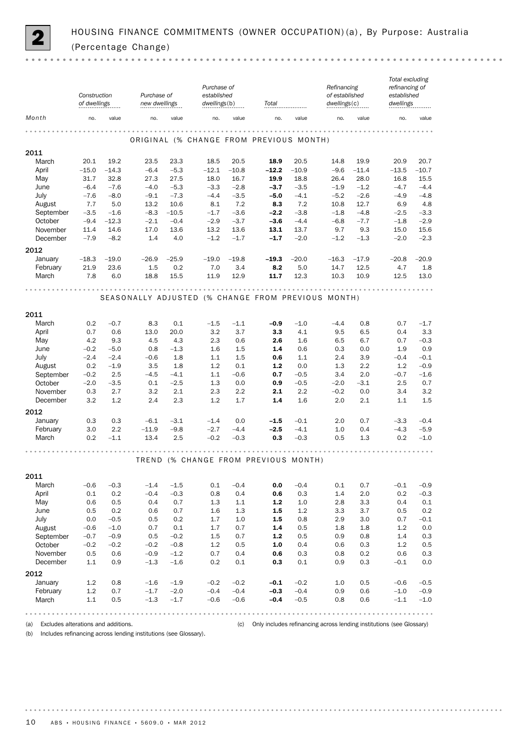# 2 HOUSING FINANCE COMMITMENTS (OWNER OCCUPATION)(a), By Purpose: Australia (Percentage Change)

| Month | Construction of dwellings | | Purchase of new dwellings | | Purchase of established dwellings(b) | | Total | | Refinancing of established dwellings(c) | | Total excluding refinancing of established dwellings | |
|---|---|---|---|---|---|---|---|---|---|---|---|---|
| | no. | value | no. | value | no. | value | no. | value | no. | value | no. | value |
| **ORIGINAL (% CHANGE FROM PREVIOUS MONTH)** | | | | | | | | | | | | |
| **2011** | | | | | | | | | | | | |
| March | 20.1 | 19.2 | 23.5 | 23.3 | 18.5 | 20.5 | **18.9** | 20.5 | 14.8 | 19.9 | 20.9 | 20.7 |
| April | –15.0 | –14.3 | –6.4 | –5.3 | –12.1 | –10.8 | **–12.2** | –10.9 | –9.6 | –11.4 | –13.5 | –10.7 |
| May | 31.7 | 32.8 | 27.3 | 27.5 | 18.0 | 16.7 | **19.9** | 18.8 | 26.4 | 28.0 | 16.8 | 15.5 |
| June | –6.4 | –7.6 | –4.0 | –5.3 | –3.3 | –2.8 | **–3.7** | –3.5 | –1.9 | –1.2 | –4.7 | –4.4 |
| July | –7.6 | –8.0 | –9.1 | –7.3 | –4.4 | –3.5 | **–5.0** | –4.1 | –5.2 | –2.6 | –4.9 | –4.8 |
| August | 7.7 | 5.0 | 13.2 | 10.6 | 8.1 | 7.2 | **8.3** | 7.2 | 10.8 | 12.7 | 6.9 | 4.8 |
| September | –3.5 | –1.6 | –8.3 | –10.5 | –1.7 | –3.6 | **–2.2** | –3.8 | –1.8 | –4.8 | –2.5 | –3.3 |
| October | –9.4 | –12.3 | –2.1 | –0.4 | –2.9 | –3.7 | **–3.6** | –4.4 | –6.8 | –7.7 | –1.8 | –2.9 |
| November | 11.4 | 14.6 | 17.0 | 13.6 | 13.2 | 13.6 | **13.1** | 13.7 | 9.7 | 9.3 | 15.0 | 15.6 |
| December | –7.9 | –8.2 | 1.4 | 4.0 | –1.2 | –1.7 | **–1.7** | –2.0 | –1.2 | –1.3 | –2.0 | –2.3 |
| **2012** | | | | | | | | | | | | |
| January | –18.3 | –19.0 | –26.9 | –25.9 | –19.0 | –19.8 | **–19.3** | –20.0 | –16.3 | –17.9 | –20.8 | –20.9 |
| February | 21.9 | 23.6 | 1.5 | 0.2 | 7.0 | 3.4 | **8.2** | 5.0 | 14.7 | 12.5 | 4.7 | 1.8 |
| March | 7.8 | 6.0 | 18.8 | 15.5 | 11.9 | 12.9 | **11.7** | 12.3 | 10.3 | 10.9 | 12.5 | 13.0 |
| **SEASONALLY ADJUSTED (% CHANGE FROM PREVIOUS MONTH)** | | | | | | | | | | | | |
| **2011** | | | | | | | | | | | | |
| March | 0.2 | –0.7 | 8.3 | 0.1 | –1.5 | –1.1 | **–0.9** | –1.0 | –4.4 | 0.8 | 0.7 | –1.7 |
| April | 0.7 | 0.6 | 13.0 | 20.0 | 3.2 | 3.7 | **3.3** | 4.1 | 9.5 | 6.5 | 0.4 | 3.3 |
| May | 4.2 | 9.3 | 4.5 | 4.3 | 2.3 | 0.6 | **2.6** | 1.6 | 6.5 | 6.7 | 0.7 | –0.3 |
| June | –0.2 | –5.0 | 0.8 | –1.3 | 1.6 | 1.5 | **1.4** | 0.6 | 0.3 | 0.0 | 1.9 | 0.9 |
| July | –2.4 | –2.4 | –0.6 | 1.8 | 1.1 | 1.5 | **0.6** | 1.1 | 2.4 | 3.9 | –0.4 | –0.1 |
| August | 0.2 | –1.9 | 3.5 | 1.8 | 1.2 | 0.1 | **1.2** | 0.0 | 1.3 | 2.2 | 1.2 | –0.9 |
| September | –0.2 | 2.5 | –4.5 | –4.1 | 1.1 | –0.6 | **0.7** | –0.5 | 3.4 | 2.0 | –0.7 | –1.6 |
| October | –2.0 | –3.5 | 0.1 | –2.5 | 1.3 | 0.0 | **0.9** | –0.5 | –2.0 | –3.1 | 2.5 | 0.7 |
| November | 0.3 | 2.7 | 3.2 | 2.1 | 2.3 | 2.2 | **2.1** | 2.2 | –0.2 | 0.0 | 3.4 | 3.2 |
| December | 3.2 | 1.2 | 2.4 | 2.3 | 1.2 | 1.7 | **1.4** | 1.6 | 2.0 | 2.1 | 1.1 | 1.5 |
| **2012** | | | | | | | | | | | | |
| January | 0.3 | 0.3 | –6.1 | –3.1 | –1.4 | 0.0 | **–1.5** | –0.1 | 2.0 | 0.7 | –3.3 | –0.4 |
| February | 3.0 | 2.2 | –11.9 | –9.8 | –2.7 | –4.4 | **–2.5** | –4.1 | 1.0 | 0.4 | –4.3 | –5.9 |
| March | 0.2 | –1.1 | 13.4 | 2.5 | –0.2 | –0.3 | **0.3** | –0.3 | 0.5 | 1.3 | 0.2 | –1.0 |
| **TREND (% CHANGE FROM PREVIOUS MONTH)** | | | | | | | | | | | | |
| **2011** | | | | | | | | | | | | |
| March | –0.6 | –0.3 | –1.4 | –1.5 | 0.1 | –0.4 | **0.0** | –0.4 | 0.1 | 0.7 | –0.1 | –0.9 |
| April | 0.1 | 0.2 | –0.4 | –0.3 | 0.8 | 0.4 | **0.6** | 0.3 | 1.4 | 2.0 | 0.2 | –0.3 |
| May | 0.6 | 0.5 | 0.4 | 0.7 | 1.3 | 1.1 | **1.2** | 1.0 | 2.8 | 3.3 | 0.4 | 0.1 |
| June | 0.5 | 0.2 | 0.6 | 0.7 | 1.6 | 1.3 | **1.5** | 1.2 | 3.3 | 3.7 | 0.5 | 0.2 |
| July | 0.0 | –0.5 | 0.5 | 0.2 | 1.7 | 1.0 | **1.5** | 0.8 | 2.9 | 3.0 | 0.7 | –0.1 |
| August | –0.6 | –1.0 | 0.7 | 0.1 | 1.7 | 0.7 | **1.4** | 0.5 | 1.8 | 1.8 | 1.2 | 0.0 |
| September | –0.7 | –0.9 | 0.5 | –0.2 | 1.5 | 0.7 | **1.2** | 0.5 | 0.9 | 0.8 | 1.4 | 0.3 |
| October | –0.2 | –0.2 | –0.2 | –0.8 | 1.2 | 0.5 | **1.0** | 0.4 | 0.6 | 0.3 | 1.2 | 0.5 |
| November | 0.5 | 0.6 | –0.9 | –1.2 | 0.7 | 0.4 | **0.6** | 0.3 | 0.8 | 0.2 | 0.6 | 0.3 |
| December | 1.1 | 0.9 | –1.3 | –1.6 | 0.2 | 0.1 | **0.3** | 0.1 | 0.9 | 0.3 | –0.1 | 0.0 |
| **2012** | | | | | | | | | | | | |
| January | 1.2 | 0.8 | –1.6 | –1.9 | –0.2 | –0.2 | **–0.1** | –0.2 | 1.0 | 0.5 | –0.6 | –0.5 |
| February | 1.2 | 0.7 | –1.7 | –2.0 | –0.4 | –0.4 | **–0.3** | –0.4 | 0.9 | 0.6 | –1.0 | –0.9 |
| March | 1.1 | 0.5 | –1.3 | –1.7 | –0.6 | –0.6 | **–0.4** | –0.5 | 0.8 | 0.6 | –1.1 | –1.0 |

(a) Excludes alterations and additions.

(b) Includes refinancing across lending institutions (see Glossary).

(c) Only includes refinancing across lending institutions (see Glossary)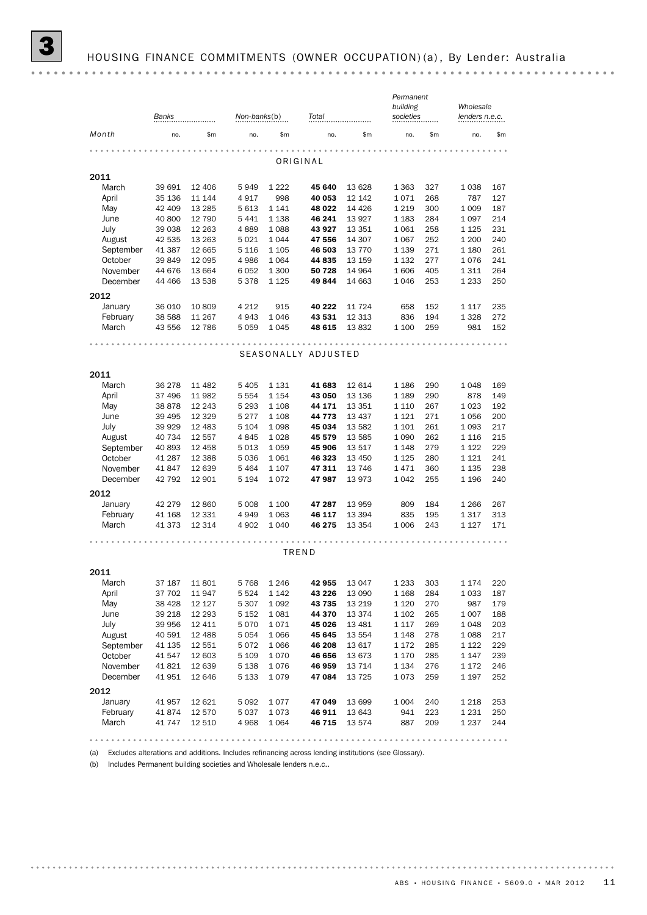# 3 HOUSING FINANCE COMMITMENTS (OWNER OCCUPATION)(a), By Lender: Australia

| Month | Banks | | Non-banks(b) | | Total | | Permanent building societies | | Wholesale lenders n.e.c. | |
|---|---|---|---|---|---|---|---|---|---|---|
| | no. | $m | no. | $m | no. | $m | no. | $m | no. | $m |
| **ORIGINAL** | | | | | | | | | | |
| **2011** | | | | | | | | | | |
| March | 39 691 | 12 406 | 5 949 | 1 222 | **45 640** | 13 628 | 1 363 | 327 | 1 038 | 167 |
| April | 35 136 | 11 144 | 4 917 | 998 | **40 053** | 12 142 | 1 071 | 268 | 787 | 127 |
| May | 42 409 | 13 285 | 5 613 | 1 141 | **48 022** | 14 426 | 1 219 | 300 | 1 009 | 187 |
| June | 40 800 | 12 790 | 5 441 | 1 138 | **46 241** | 13 927 | 1 183 | 284 | 1 097 | 214 |
| July | 39 038 | 12 263 | 4 889 | 1 088 | **43 927** | 13 351 | 1 061 | 258 | 1 125 | 231 |
| August | 42 535 | 13 263 | 5 021 | 1 044 | **47 556** | 14 307 | 1 067 | 252 | 1 200 | 240 |
| September | 41 387 | 12 665 | 5 116 | 1 105 | **46 503** | 13 770 | 1 139 | 271 | 1 180 | 261 |
| October | 39 849 | 12 095 | 4 986 | 1 064 | **44 835** | 13 159 | 1 132 | 277 | 1 076 | 241 |
| November | 44 676 | 13 664 | 6 052 | 1 300 | **50 728** | 14 964 | 1 606 | 405 | 1 311 | 264 |
| December | 44 466 | 13 538 | 5 378 | 1 125 | **49 844** | 14 663 | 1 046 | 253 | 1 233 | 250 |
| **2012** | | | | | | | | | | |
| January | 36 010 | 10 809 | 4 212 | 915 | **40 222** | 11 724 | 658 | 152 | 1 117 | 235 |
| February | 38 588 | 11 267 | 4 943 | 1 046 | **43 531** | 12 313 | 836 | 194 | 1 328 | 272 |
| March | 43 556 | 12 786 | 5 059 | 1 045 | **48 615** | 13 832 | 1 100 | 259 | 981 | 152 |
| **SEASONALLY ADJUSTED** | | | | | | | | | | |
| **2011** | | | | | | | | | | |
| March | 36 278 | 11 482 | 5 405 | 1 131 | **41 683** | 12 614 | 1 186 | 290 | 1 048 | 169 |
| April | 37 496 | 11 982 | 5 554 | 1 154 | **43 050** | 13 136 | 1 189 | 290 | 878 | 149 |
| May | 38 878 | 12 243 | 5 293 | 1 108 | **44 171** | 13 351 | 1 110 | 267 | 1 023 | 192 |
| June | 39 495 | 12 329 | 5 277 | 1 108 | **44 773** | 13 437 | 1 121 | 271 | 1 056 | 200 |
| July | 39 929 | 12 483 | 5 104 | 1 098 | **45 034** | 13 582 | 1 101 | 261 | 1 093 | 217 |
| August | 40 734 | 12 557 | 4 845 | 1 028 | **45 579** | 13 585 | 1 090 | 262 | 1 116 | 215 |
| September | 40 893 | 12 458 | 5 013 | 1 059 | **45 906** | 13 517 | 1 148 | 279 | 1 122 | 229 |
| October | 41 287 | 12 388 | 5 036 | 1 061 | **46 323** | 13 450 | 1 125 | 280 | 1 121 | 241 |
| November | 41 847 | 12 639 | 5 464 | 1 107 | **47 311** | 13 746 | 1 471 | 360 | 1 135 | 238 |
| December | 42 792 | 12 901 | 5 194 | 1 072 | **47 987** | 13 973 | 1 042 | 255 | 1 196 | 240 |
| **2012** | | | | | | | | | | |
| January | 42 279 | 12 860 | 5 008 | 1 100 | **47 287** | 13 959 | 809 | 184 | 1 266 | 267 |
| February | 41 168 | 12 331 | 4 949 | 1 063 | **46 117** | 13 394 | 835 | 195 | 1 317 | 313 |
| March | 41 373 | 12 314 | 4 902 | 1 040 | **46 275** | 13 354 | 1 006 | 243 | 1 127 | 171 |
| **TREND** | | | | | | | | | | |
| **2011** | | | | | | | | | | |
| March | 37 187 | 11 801 | 5 768 | 1 246 | **42 955** | 13 047 | 1 233 | 303 | 1 174 | 220 |
| April | 37 702 | 11 947 | 5 524 | 1 142 | **43 226** | 13 090 | 1 168 | 284 | 1 033 | 187 |
| May | 38 428 | 12 127 | 5 307 | 1 092 | **43 735** | 13 219 | 1 120 | 270 | 987 | 179 |
| June | 39 218 | 12 293 | 5 152 | 1 081 | **44 370** | 13 374 | 1 102 | 265 | 1 007 | 188 |
| July | 39 956 | 12 411 | 5 070 | 1 071 | **45 026** | 13 481 | 1 117 | 269 | 1 048 | 203 |
| August | 40 591 | 12 488 | 5 054 | 1 066 | **45 645** | 13 554 | 1 148 | 278 | 1 088 | 217 |
| September | 41 135 | 12 551 | 5 072 | 1 066 | **46 208** | 13 617 | 1 172 | 285 | 1 122 | 229 |
| October | 41 547 | 12 603 | 5 109 | 1 070 | **46 656** | 13 673 | 1 170 | 285 | 1 147 | 239 |
| November | 41 821 | 12 639 | 5 138 | 1 076 | **46 959** | 13 714 | 1 134 | 276 | 1 172 | 246 |
| December | 41 951 | 12 646 | 5 133 | 1 079 | **47 084** | 13 725 | 1 073 | 259 | 1 197 | 252 |
| **2012** | | | | | | | | | | |
| January | 41 957 | 12 621 | 5 092 | 1 077 | **47 049** | 13 699 | 1 004 | 240 | 1 218 | 253 |
| February | 41 874 | 12 570 | 5 037 | 1 073 | **46 911** | 13 643 | 941 | 223 | 1 231 | 250 |
| March | 41 747 | 12 510 | 4 968 | 1 064 | **46 715** | 13 574 | 887 | 209 | 1 237 | 244 |

(a) Excludes alterations and additions. Includes refinancing across lending institutions (see Glossary).

(b) Includes Permanent building societies and Wholesale lenders n.e.c..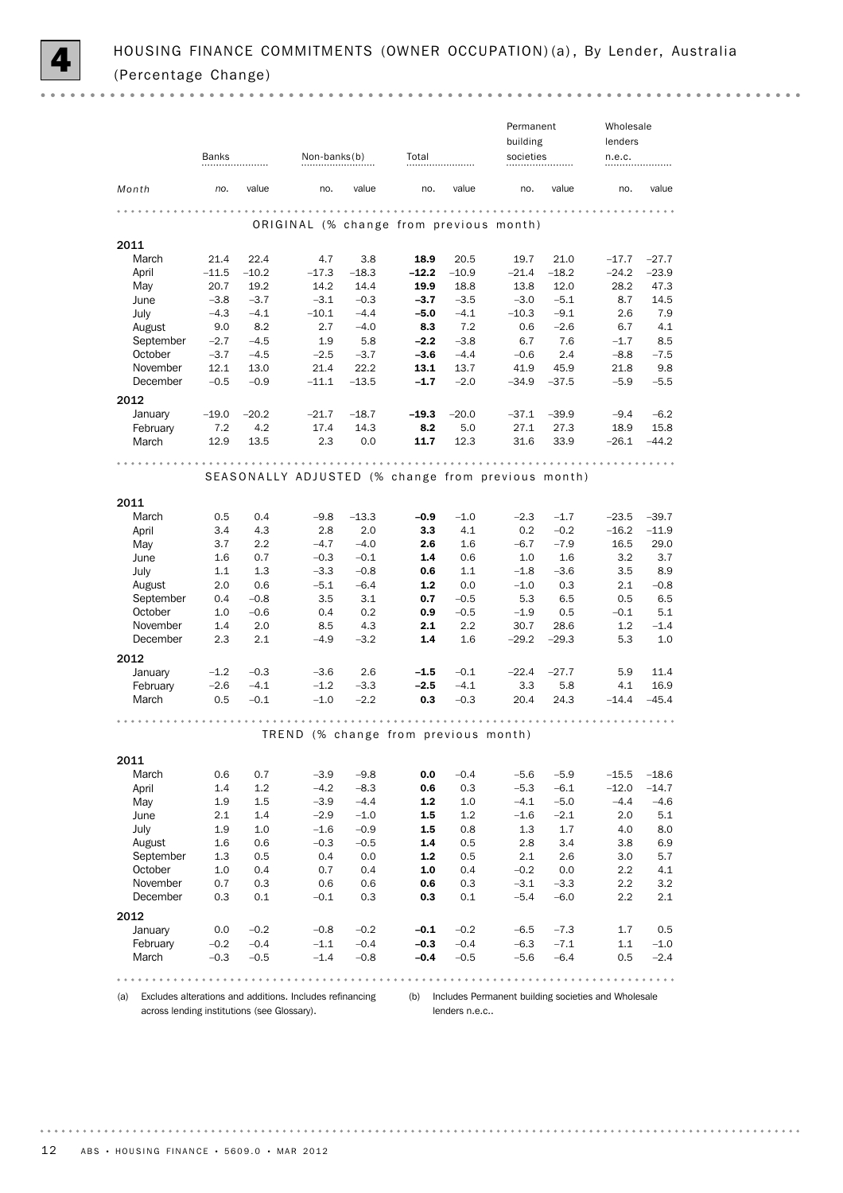# 4 HOUSING FINANCE COMMITMENTS (OWNER OCCUPATION)(a), By Lender, Australia (Percentage Change)

| Month | Banks | | Non-banks(b) | | Total | | Permanent building societies | | Wholesale lenders n.e.c. | |
|---|---|---|---|---|---|---|---|---|---|---|
| | no. | value | no. | value | no. | value | no. | value | no. | value |
| **ORIGINAL (% change from previous month)** | | | | | | | | | | |
| **2011** | | | | | | | | | | |
| March | 21.4 | 22.4 | 4.7 | 3.8 | **18.9** | 20.5 | 19.7 | 21.0 | –17.7 | –27.7 |
| April | –11.5 | –10.2 | –17.3 | –18.3 | **–12.2** | –10.9 | –21.4 | –18.2 | –24.2 | –23.9 |
| May | 20.7 | 19.2 | 14.2 | 14.4 | **19.9** | 18.8 | 13.8 | 12.0 | 28.2 | 47.3 |
| June | –3.8 | –3.7 | –3.1 | –0.3 | **–3.7** | –3.5 | –3.0 | –5.1 | 8.7 | 14.5 |
| July | –4.3 | –4.1 | –10.1 | –4.4 | **–5.0** | –4.1 | –10.3 | –9.1 | 2.6 | 7.9 |
| August | 9.0 | 8.2 | 2.7 | –4.0 | **8.3** | 7.2 | 0.6 | –2.6 | 6.7 | 4.1 |
| September | –2.7 | –4.5 | 1.9 | 5.8 | **–2.2** | –3.8 | 6.7 | 7.6 | –1.7 | 8.5 |
| October | –3.7 | –4.5 | –2.5 | –3.7 | **–3.6** | –4.4 | –0.6 | 2.4 | –8.8 | –7.5 |
| November | 12.1 | 13.0 | 21.4 | 22.2 | **13.1** | 13.7 | 41.9 | 45.9 | 21.8 | 9.8 |
| December | –0.5 | –0.9 | –11.1 | –13.5 | **–1.7** | –2.0 | –34.9 | –37.5 | –5.9 | –5.5 |
| **2012** | | | | | | | | | | |
| January | –19.0 | –20.2 | –21.7 | –18.7 | **–19.3** | –20.0 | –37.1 | –39.9 | –9.4 | –6.2 |
| February | 7.2 | 4.2 | 17.4 | 14.3 | **8.2** | 5.0 | 27.1 | 27.3 | 18.9 | 15.8 |
| March | 12.9 | 13.5 | 2.3 | 0.0 | **11.7** | 12.3 | 31.6 | 33.9 | –26.1 | –44.2 |
| **SEASONALLY ADJUSTED (% change from previous month)** | | | | | | | | | | |
| **2011** | | | | | | | | | | |
| March | 0.5 | 0.4 | –9.8 | –13.3 | **–0.9** | –1.0 | –2.3 | –1.7 | –23.5 | –39.7 |
| April | 3.4 | 4.3 | 2.8 | 2.0 | **3.3** | 4.1 | 0.2 | –0.2 | –16.2 | –11.9 |
| May | 3.7 | 2.2 | –4.7 | –4.0 | **2.6** | 1.6 | –6.7 | –7.9 | 16.5 | 29.0 |
| June | 1.6 | 0.7 | –0.3 | –0.1 | **1.4** | 0.6 | 1.0 | 1.6 | 3.2 | 3.7 |
| July | 1.1 | 1.3 | –3.3 | –0.8 | **0.6** | 1.1 | –1.8 | –3.6 | 3.5 | 8.9 |
| August | 2.0 | 0.6 | –5.1 | –6.4 | **1.2** | 0.0 | –1.0 | 0.3 | 2.1 | –0.8 |
| September | 0.4 | –0.8 | 3.5 | 3.1 | **0.7** | –0.5 | 5.3 | 6.5 | 0.5 | 6.5 |
| October | 1.0 | –0.6 | 0.4 | 0.2 | **0.9** | –0.5 | –1.9 | 0.5 | –0.1 | 5.1 |
| November | 1.4 | 2.0 | 8.5 | 4.3 | **2.1** | 2.2 | 30.7 | 28.6 | 1.2 | –1.4 |
| December | 2.3 | 2.1 | –4.9 | –3.2 | **1.4** | 1.6 | –29.2 | –29.3 | 5.3 | 1.0 |
| **2012** | | | | | | | | | | |
| January | –1.2 | –0.3 | –3.6 | 2.6 | **–1.5** | –0.1 | –22.4 | –27.7 | 5.9 | 11.4 |
| February | –2.6 | –4.1 | –1.2 | –3.3 | **–2.5** | –4.1 | 3.3 | 5.8 | 4.1 | 16.9 |
| March | 0.5 | –0.1 | –1.0 | –2.2 | **0.3** | –0.3 | 20.4 | 24.3 | –14.4 | –45.4 |
| **TREND (% change from previous month)** | | | | | | | | | | |
| **2011** | | | | | | | | | | |
| March | 0.6 | 0.7 | –3.9 | –9.8 | **0.0** | –0.4 | –5.6 | –5.9 | –15.5 | –18.6 |
| April | 1.4 | 1.2 | –4.2 | –8.3 | **0.6** | 0.3 | –5.3 | –6.1 | –12.0 | –14.7 |
| May | 1.9 | 1.5 | –3.9 | –4.4 | **1.2** | 1.0 | –4.1 | –5.0 | –4.4 | –4.6 |
| June | 2.1 | 1.4 | –2.9 | –1.0 | **1.5** | 1.2 | –1.6 | –2.1 | 2.0 | 5.1 |
| July | 1.9 | 1.0 | –1.6 | –0.9 | **1.5** | 0.8 | 1.3 | 1.7 | 4.0 | 8.0 |
| August | 1.6 | 0.6 | –0.3 | –0.5 | **1.4** | 0.5 | 2.8 | 3.4 | 3.8 | 6.9 |
| September | 1.3 | 0.5 | 0.4 | 0.0 | **1.2** | 0.5 | 2.1 | 2.6 | 3.0 | 5.7 |
| October | 1.0 | 0.4 | 0.7 | 0.4 | **1.0** | 0.4 | –0.2 | 0.0 | 2.2 | 4.1 |
| November | 0.7 | 0.3 | 0.6 | 0.6 | **0.6** | 0.3 | –3.1 | –3.3 | 2.2 | 3.2 |
| December | 0.3 | 0.1 | –0.1 | 0.3 | **0.3** | 0.1 | –5.4 | –6.0 | 2.2 | 2.1 |
| **2012** | | | | | | | | | | |
| January | 0.0 | –0.2 | –0.8 | –0.2 | **–0.1** | –0.2 | –6.5 | –7.3 | 1.7 | 0.5 |
| February | –0.2 | –0.4 | –1.1 | –0.4 | **–0.3** | –0.4 | –6.3 | –7.1 | 1.1 | –1.0 |
| March | –0.3 | –0.5 | –1.4 | –0.8 | **–0.4** | –0.5 | –5.6 | –6.4 | 0.5 | –2.4 |

(a) Excludes alterations and additions. Includes refinancing across lending institutions (see Glossary).

(b) Includes Permanent building societies and Wholesale lenders n.e.c..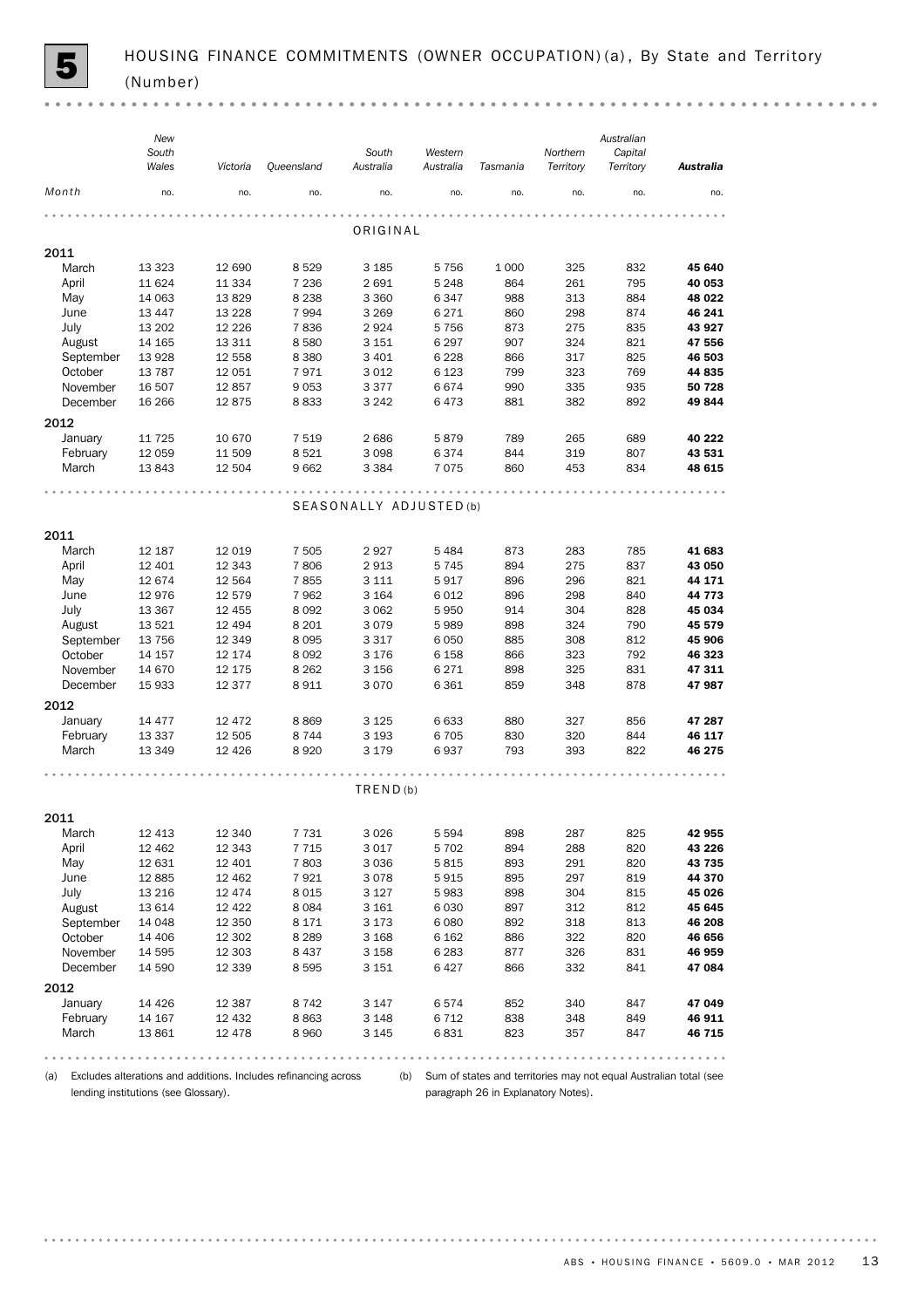# 5 HOUSING FINANCE COMMITMENTS (OWNER OCCUPATION)(a), By State and Territory (Number)

| Month | New South Wales | Victoria | Queensland | South Australia | Western Australia | Tasmania | Northern Territory | Australian Capital Territory | **Australia** |
|---|---|---|---|---|---|---|---|---|---|
| | no. | no. | no. | no. | no. | no. | no. | no. | no. |
| **ORIGINAL** | | | | | | | | | |
| **2011** | | | | | | | | | |
| March | 13 323 | 12 690 | 8 529 | 3 185 | 5 756 | 1 000 | 325 | 832 | **45 640** |
| April | 11 624 | 11 334 | 7 236 | 2 691 | 5 248 | 864 | 261 | 795 | **40 053** |
| May | 14 063 | 13 829 | 8 238 | 3 360 | 6 347 | 988 | 313 | 884 | **48 022** |
| June | 13 447 | 13 228 | 7 994 | 3 269 | 6 271 | 860 | 298 | 874 | **46 241** |
| July | 13 202 | 12 226 | 7 836 | 2 924 | 5 756 | 873 | 275 | 835 | **43 927** |
| August | 14 165 | 13 311 | 8 580 | 3 151 | 6 297 | 907 | 324 | 821 | **47 556** |
| September | 13 928 | 12 558 | 8 380 | 3 401 | 6 228 | 866 | 317 | 825 | **46 503** |
| October | 13 787 | 12 051 | 7 971 | 3 012 | 6 123 | 799 | 323 | 769 | **44 835** |
| November | 16 507 | 12 857 | 9 053 | 3 377 | 6 674 | 990 | 335 | 935 | **50 728** |
| December | 16 266 | 12 875 | 8 833 | 3 242 | 6 473 | 881 | 382 | 892 | **49 844** |
| **2012** | | | | | | | | | |
| January | 11 725 | 10 670 | 7 519 | 2 686 | 5 879 | 789 | 265 | 689 | **40 222** |
| February | 12 059 | 11 509 | 8 521 | 3 098 | 6 374 | 844 | 319 | 807 | **43 531** |
| March | 13 843 | 12 504 | 9 662 | 3 384 | 7 075 | 860 | 453 | 834 | **48 615** |
| **SEASONALLY ADJUSTED(b)** | | | | | | | | | |
| **2011** | | | | | | | | | |
| March | 12 187 | 12 019 | 7 505 | 2 927 | 5 484 | 873 | 283 | 785 | **41 683** |
| April | 12 401 | 12 343 | 7 806 | 2 913 | 5 745 | 894 | 275 | 837 | **43 050** |
| May | 12 674 | 12 564 | 7 855 | 3 111 | 5 917 | 896 | 296 | 821 | **44 171** |
| June | 12 976 | 12 579 | 7 962 | 3 164 | 6 012 | 896 | 298 | 840 | **44 773** |
| July | 13 367 | 12 455 | 8 092 | 3 062 | 5 950 | 914 | 304 | 828 | **45 034** |
| August | 13 521 | 12 494 | 8 201 | 3 079 | 5 989 | 898 | 324 | 790 | **45 579** |
| September | 13 756 | 12 349 | 8 095 | 3 317 | 6 050 | 885 | 308 | 812 | **45 906** |
| October | 14 157 | 12 174 | 8 092 | 3 176 | 6 158 | 866 | 323 | 792 | **46 323** |
| November | 14 670 | 12 175 | 8 262 | 3 156 | 6 271 | 898 | 325 | 831 | **47 311** |
| December | 15 933 | 12 377 | 8 911 | 3 070 | 6 361 | 859 | 348 | 878 | **47 987** |
| **2012** | | | | | | | | | |
| January | 14 477 | 12 472 | 8 869 | 3 125 | 6 633 | 880 | 327 | 856 | **47 287** |
| February | 13 337 | 12 505 | 8 744 | 3 193 | 6 705 | 830 | 320 | 844 | **46 117** |
| March | 13 349 | 12 426 | 8 920 | 3 179 | 6 937 | 793 | 393 | 822 | **46 275** |
| **TREND(b)** | | | | | | | | | |
| **2011** | | | | | | | | | |
| March | 12 413 | 12 340 | 7 731 | 3 026 | 5 594 | 898 | 287 | 825 | **42 955** |
| April | 12 462 | 12 343 | 7 715 | 3 017 | 5 702 | 894 | 288 | 820 | **43 226** |
| May | 12 631 | 12 401 | 7 803 | 3 036 | 5 815 | 893 | 291 | 820 | **43 735** |
| June | 12 885 | 12 462 | 7 921 | 3 078 | 5 915 | 895 | 297 | 819 | **44 370** |
| July | 13 216 | 12 474 | 8 015 | 3 127 | 5 983 | 898 | 304 | 815 | **45 026** |
| August | 13 614 | 12 422 | 8 084 | 3 161 | 6 030 | 897 | 312 | 812 | **45 645** |
| September | 14 048 | 12 350 | 8 171 | 3 173 | 6 080 | 892 | 318 | 813 | **46 208** |
| October | 14 406 | 12 302 | 8 289 | 3 168 | 6 162 | 886 | 322 | 820 | **46 656** |
| November | 14 595 | 12 303 | 8 437 | 3 158 | 6 283 | 877 | 326 | 831 | **46 959** |
| December | 14 590 | 12 339 | 8 595 | 3 151 | 6 427 | 866 | 332 | 841 | **47 084** |
| **2012** | | | | | | | | | |
| January | 14 426 | 12 387 | 8 742 | 3 147 | 6 574 | 852 | 340 | 847 | **47 049** |
| February | 14 167 | 12 432 | 8 863 | 3 148 | 6 712 | 838 | 348 | 849 | **46 911** |
| March | 13 861 | 12 478 | 8 960 | 3 145 | 6 831 | 823 | 357 | 847 | **46 715** |

(a) Excludes alterations and additions. Includes refinancing across lending institutions (see Glossary).

(b) Sum of states and territories may not equal Australian total (see paragraph 26 in Explanatory Notes).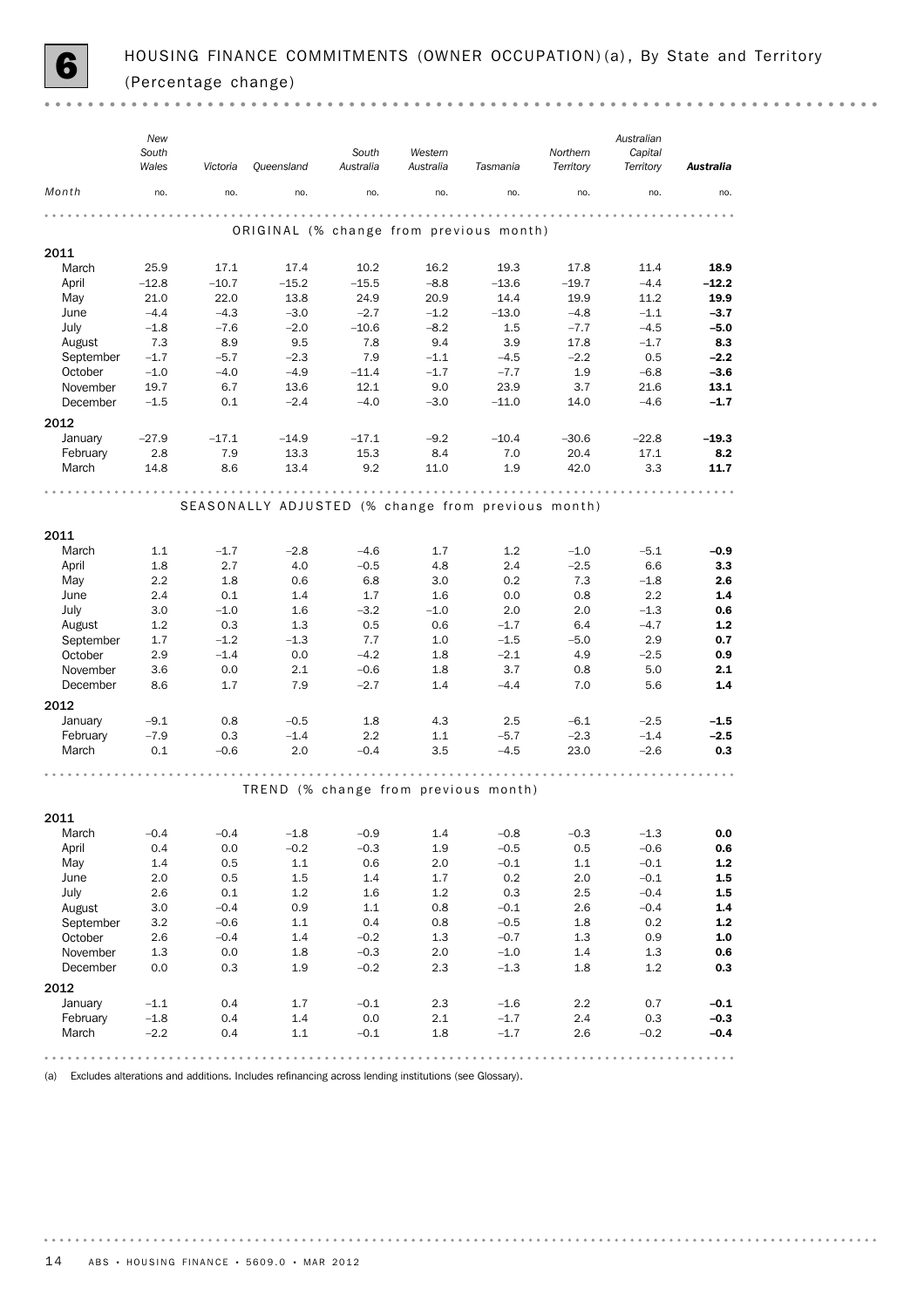# 6 HOUSING FINANCE COMMITMENTS (OWNER OCCUPATION)(a), By State and Territory (Percentage change)

| Month | New South Wales | Victoria | Queensland | South Australia | Western Australia | Tasmania | Northern Territory | Australian Capital Territory | **Australia** |
|---|---|---|---|---|---|---|---|---|---|
| | no. | no. | no. | no. | no. | no. | no. | no. | no. |
| **ORIGINAL (% change from previous month)** | | | | | | | | | |
| **2011** | | | | | | | | | |
| March | 25.9 | 17.1 | 17.4 | 10.2 | 16.2 | 19.3 | 17.8 | 11.4 | **18.9** |
| April | –12.8 | –10.7 | –15.2 | –15.5 | –8.8 | –13.6 | –19.7 | –4.4 | **–12.2** |
| May | 21.0 | 22.0 | 13.8 | 24.9 | 20.9 | 14.4 | 19.9 | 11.2 | **19.9** |
| June | –4.4 | –4.3 | –3.0 | –2.7 | –1.2 | –13.0 | –4.8 | –1.1 | **–3.7** |
| July | –1.8 | –7.6 | –2.0 | –10.6 | –8.2 | 1.5 | –7.7 | –4.5 | **–5.0** |
| August | 7.3 | 8.9 | 9.5 | 7.8 | 9.4 | 3.9 | 17.8 | –1.7 | **8.3** |
| September | –1.7 | –5.7 | –2.3 | 7.9 | –1.1 | –4.5 | –2.2 | 0.5 | **–2.2** |
| October | –1.0 | –4.0 | –4.9 | –11.4 | –1.7 | –7.7 | 1.9 | –6.8 | **–3.6** |
| November | 19.7 | 6.7 | 13.6 | 12.1 | 9.0 | 23.9 | 3.7 | 21.6 | **13.1** |
| December | –1.5 | 0.1 | –2.4 | –4.0 | –3.0 | –11.0 | 14.0 | –4.6 | **–1.7** |
| **2012** | | | | | | | | | |
| January | –27.9 | –17.1 | –14.9 | –17.1 | –9.2 | –10.4 | –30.6 | –22.8 | **–19.3** |
| February | 2.8 | 7.9 | 13.3 | 15.3 | 8.4 | 7.0 | 20.4 | 17.1 | **8.2** |
| March | 14.8 | 8.6 | 13.4 | 9.2 | 11.0 | 1.9 | 42.0 | 3.3 | **11.7** |
| **SEASONALLY ADJUSTED (% change from previous month)** | | | | | | | | | |
| **2011** | | | | | | | | | |
| March | 1.1 | –1.7 | –2.8 | –4.6 | 1.7 | 1.2 | –1.0 | –5.1 | **–0.9** |
| April | 1.8 | 2.7 | 4.0 | –0.5 | 4.8 | 2.4 | –2.5 | 6.6 | **3.3** |
| May | 2.2 | 1.8 | 0.6 | 6.8 | 3.0 | 0.2 | 7.3 | –1.8 | **2.6** |
| June | 2.4 | 0.1 | 1.4 | 1.7 | 1.6 | 0.0 | 0.8 | 2.2 | **1.4** |
| July | 3.0 | –1.0 | 1.6 | –3.2 | –1.0 | 2.0 | 2.0 | –1.3 | **0.6** |
| August | 1.2 | 0.3 | 1.3 | 0.5 | 0.6 | –1.7 | 6.4 | –4.7 | **1.2** |
| September | 1.7 | –1.2 | –1.3 | 7.7 | 1.0 | –1.5 | –5.0 | 2.9 | **0.7** |
| October | 2.9 | –1.4 | 0.0 | –4.2 | 1.8 | –2.1 | 4.9 | –2.5 | **0.9** |
| November | 3.6 | 0.0 | 2.1 | –0.6 | 1.8 | 3.7 | 0.8 | 5.0 | **2.1** |
| December | 8.6 | 1.7 | 7.9 | –2.7 | 1.4 | –4.4 | 7.0 | 5.6 | **1.4** |
| **2012** | | | | | | | | | |
| January | –9.1 | 0.8 | –0.5 | 1.8 | 4.3 | 2.5 | –6.1 | –2.5 | **–1.5** |
| February | –7.9 | 0.3 | –1.4 | 2.2 | 1.1 | –5.7 | –2.3 | –1.4 | **–2.5** |
| March | 0.1 | –0.6 | 2.0 | –0.4 | 3.5 | –4.5 | 23.0 | –2.6 | **0.3** |
| **TREND (% change from previous month)** | | | | | | | | | |
| **2011** | | | | | | | | | |
| March | –0.4 | –0.4 | –1.8 | –0.9 | 1.4 | –0.8 | –0.3 | –1.3 | **0.0** |
| April | 0.4 | 0.0 | –0.2 | –0.3 | 1.9 | –0.5 | 0.5 | –0.6 | **0.6** |
| May | 1.4 | 0.5 | 1.1 | 0.6 | 2.0 | –0.1 | 1.1 | –0.1 | **1.2** |
| June | 2.0 | 0.5 | 1.5 | 1.4 | 1.7 | 0.2 | 2.0 | –0.1 | **1.5** |
| July | 2.6 | 0.1 | 1.2 | 1.6 | 1.2 | 0.3 | 2.5 | –0.4 | **1.5** |
| August | 3.0 | –0.4 | 0.9 | 1.1 | 0.8 | –0.1 | 2.6 | –0.4 | **1.4** |
| September | 3.2 | –0.6 | 1.1 | 0.4 | 0.8 | –0.5 | 1.8 | 0.2 | **1.2** |
| October | 2.6 | –0.4 | 1.4 | –0.2 | 1.3 | –0.7 | 1.3 | 0.9 | **1.0** |
| November | 1.3 | 0.0 | 1.8 | –0.3 | 2.0 | –1.0 | 1.4 | 1.3 | **0.6** |
| December | 0.0 | 0.3 | 1.9 | –0.2 | 2.3 | –1.3 | 1.8 | 1.2 | **0.3** |
| **2012** | | | | | | | | | |
| January | –1.1 | 0.4 | 1.7 | –0.1 | 2.3 | –1.6 | 2.2 | 0.7 | **–0.1** |
| February | –1.8 | 0.4 | 1.4 | 0.0 | 2.1 | –1.7 | 2.4 | 0.3 | **–0.3** |
| March | –2.2 | 0.4 | 1.1 | –0.1 | 1.8 | –1.7 | 2.6 | –0.2 | **–0.4** |

(a) Excludes alterations and additions. Includes refinancing across lending institutions (see Glossary).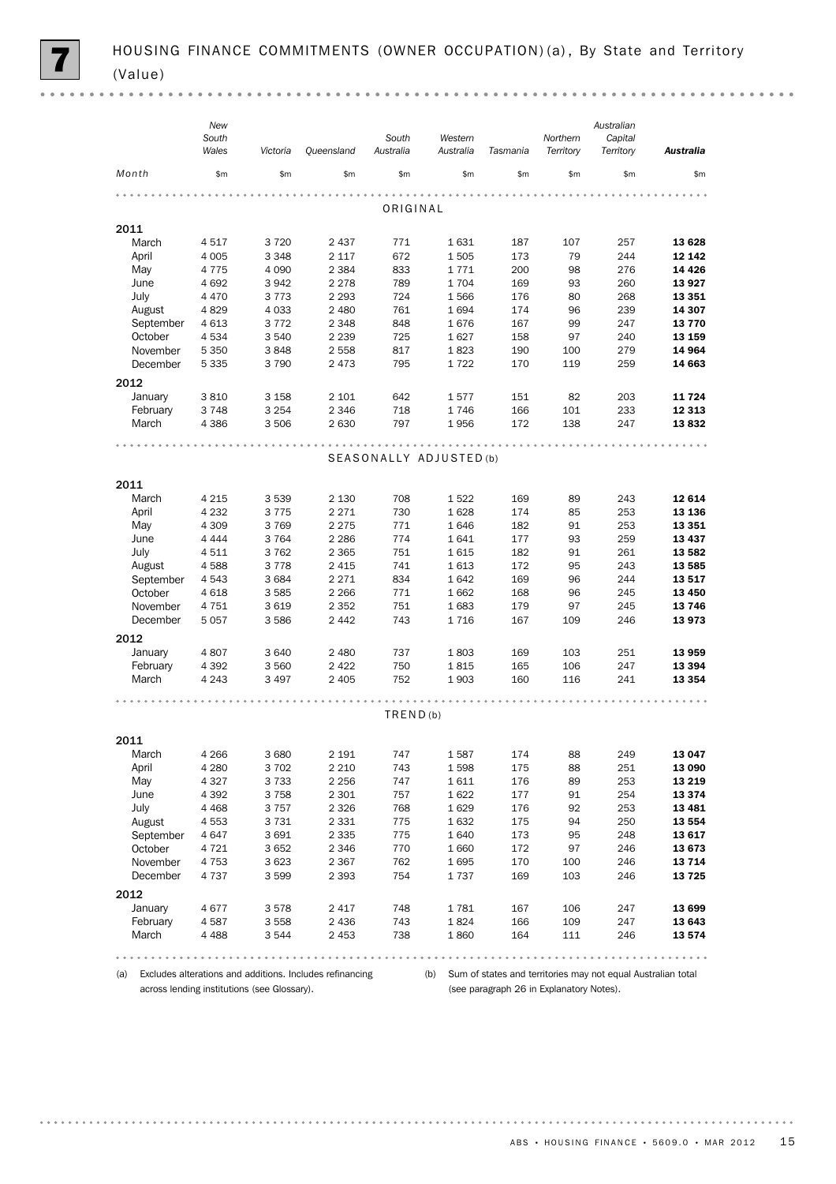# 7 HOUSING FINANCE COMMITMENTS (OWNER OCCUPATION)(a), By State and Territory (Value)

| Month | New South Wales | Victoria | Queensland | South Australia | Western Australia | Tasmania | Northern Territory | Australian Capital Territory | **Australia** |
|---|---|---|---|---|---|---|---|---|---|
| | $m | $m | $m | $m | $m | $m | $m | $m | $m |
| **ORIGINAL** | | | | | | | | | |
| **2011** | | | | | | | | | |
| March | 4 517 | 3 720 | 2 437 | 771 | 1 631 | 187 | 107 | 257 | **13 628** |
| April | 4 005 | 3 348 | 2 117 | 672 | 1 505 | 173 | 79 | 244 | **12 142** |
| May | 4 775 | 4 090 | 2 384 | 833 | 1 771 | 200 | 98 | 276 | **14 426** |
| June | 4 692 | 3 942 | 2 278 | 789 | 1 704 | 169 | 93 | 260 | **13 927** |
| July | 4 470 | 3 773 | 2 293 | 724 | 1 566 | 176 | 80 | 268 | **13 351** |
| August | 4 829 | 4 033 | 2 480 | 761 | 1 694 | 174 | 96 | 239 | **14 307** |
| September | 4 613 | 3 772 | 2 348 | 848 | 1 676 | 167 | 99 | 247 | **13 770** |
| October | 4 534 | 3 540 | 2 239 | 725 | 1 627 | 158 | 97 | 240 | **13 159** |
| November | 5 350 | 3 848 | 2 558 | 817 | 1 823 | 190 | 100 | 279 | **14 964** |
| December | 5 335 | 3 790 | 2 473 | 795 | 1 722 | 170 | 119 | 259 | **14 663** |
| **2012** | | | | | | | | | |
| January | 3 810 | 3 158 | 2 101 | 642 | 1 577 | 151 | 82 | 203 | **11 724** |
| February | 3 748 | 3 254 | 2 346 | 718 | 1 746 | 166 | 101 | 233 | **12 313** |
| March | 4 386 | 3 506 | 2 630 | 797 | 1 956 | 172 | 138 | 247 | **13 832** |
| **SEASONALLY ADJUSTED(b)** | | | | | | | | | |
| **2011** | | | | | | | | | |
| March | 4 215 | 3 539 | 2 130 | 708 | 1 522 | 169 | 89 | 243 | **12 614** |
| April | 4 232 | 3 775 | 2 271 | 730 | 1 628 | 174 | 85 | 253 | **13 136** |
| May | 4 309 | 3 769 | 2 275 | 771 | 1 646 | 182 | 91 | 253 | **13 351** |
| June | 4 444 | 3 764 | 2 286 | 774 | 1 641 | 177 | 93 | 259 | **13 437** |
| July | 4 511 | 3 762 | 2 365 | 751 | 1 615 | 182 | 91 | 261 | **13 582** |
| August | 4 588 | 3 778 | 2 415 | 741 | 1 613 | 172 | 95 | 243 | **13 585** |
| September | 4 543 | 3 684 | 2 271 | 834 | 1 642 | 169 | 96 | 244 | **13 517** |
| October | 4 618 | 3 585 | 2 266 | 771 | 1 662 | 168 | 96 | 245 | **13 450** |
| November | 4 751 | 3 619 | 2 352 | 751 | 1 683 | 179 | 97 | 245 | **13 746** |
| December | 5 057 | 3 586 | 2 442 | 743 | 1 716 | 167 | 109 | 246 | **13 973** |
| **2012** | | | | | | | | | |
| January | 4 807 | 3 640 | 2 480 | 737 | 1 803 | 169 | 103 | 251 | **13 959** |
| February | 4 392 | 3 560 | 2 422 | 750 | 1 815 | 165 | 106 | 247 | **13 394** |
| March | 4 243 | 3 497 | 2 405 | 752 | 1 903 | 160 | 116 | 241 | **13 354** |
| **TREND(b)** | | | | | | | | | |
| **2011** | | | | | | | | | |
| March | 4 266 | 3 680 | 2 191 | 747 | 1 587 | 174 | 88 | 249 | **13 047** |
| April | 4 280 | 3 702 | 2 210 | 743 | 1 598 | 175 | 88 | 251 | **13 090** |
| May | 4 327 | 3 733 | 2 256 | 747 | 1 611 | 176 | 89 | 253 | **13 219** |
| June | 4 392 | 3 758 | 2 301 | 757 | 1 622 | 177 | 91 | 254 | **13 374** |
| July | 4 468 | 3 757 | 2 326 | 768 | 1 629 | 176 | 92 | 253 | **13 481** |
| August | 4 553 | 3 731 | 2 331 | 775 | 1 632 | 175 | 94 | 250 | **13 554** |
| September | 4 647 | 3 691 | 2 335 | 775 | 1 640 | 173 | 95 | 248 | **13 617** |
| October | 4 721 | 3 652 | 2 346 | 770 | 1 660 | 172 | 97 | 246 | **13 673** |
| November | 4 753 | 3 623 | 2 367 | 762 | 1 695 | 170 | 100 | 246 | **13 714** |
| December | 4 737 | 3 599 | 2 393 | 754 | 1 737 | 169 | 103 | 246 | **13 725** |
| **2012** | | | | | | | | | |
| January | 4 677 | 3 578 | 2 417 | 748 | 1 781 | 167 | 106 | 247 | **13 699** |
| February | 4 587 | 3 558 | 2 436 | 743 | 1 824 | 166 | 109 | 247 | **13 643** |
| March | 4 488 | 3 544 | 2 453 | 738 | 1 860 | 164 | 111 | 246 | **13 574** |

(a) Excludes alterations and additions. Includes refinancing across lending institutions (see Glossary).

(b) Sum of states and territories may not equal Australian total (see paragraph 26 in Explanatory Notes).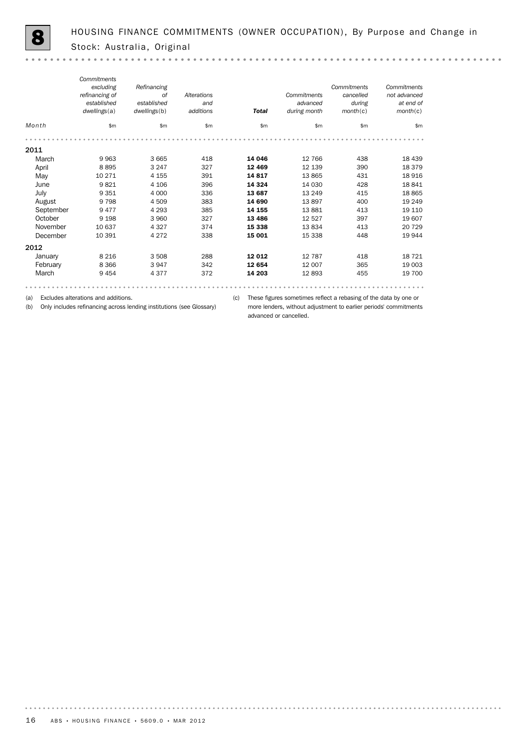# 8 HOUSING FINANCE COMMITMENTS (OWNER OCCUPATION), By Purpose and Change in Stock: Australia, Original

| Month | *Commitments excluding refinancing of established dwellings*(a) | *Refinancing of established dwellings*(b) | *Alterations and additions* | ***Total*** | *Commitments advanced during month* | *Commitments cancelled during month*(c) | *Commitments not advanced at end of month*(c) |
|---|---|---|---|---|---|---|---|
| | $m | $m | $m | $m | $m | $m | $m |
| **2011** | | | | | | | |
| March | 9 963 | 3 665 | 418 | **14 046** | 12 766 | 438 | 18 439 |
| April | 8 895 | 3 247 | 327 | **12 469** | 12 139 | 390 | 18 379 |
| May | 10 271 | 4 155 | 391 | **14 817** | 13 865 | 431 | 18 916 |
| June | 9 821 | 4 106 | 396 | **14 324** | 14 030 | 428 | 18 841 |
| July | 9 351 | 4 000 | 336 | **13 687** | 13 249 | 415 | 18 865 |
| August | 9 798 | 4 509 | 383 | **14 690** | 13 897 | 400 | 19 249 |
| September | 9 477 | 4 293 | 385 | **14 155** | 13 881 | 413 | 19 110 |
| October | 9 198 | 3 960 | 327 | **13 486** | 12 527 | 397 | 19 607 |
| November | 10 637 | 4 327 | 374 | **15 338** | 13 834 | 413 | 20 729 |
| December | 10 391 | 4 272 | 338 | **15 001** | 15 338 | 448 | 19 944 |
| **2012** | | | | | | | |
| January | 8 216 | 3 508 | 288 | **12 012** | 12 787 | 418 | 18 721 |
| February | 8 366 | 3 947 | 342 | **12 654** | 12 007 | 365 | 19 003 |
| March | 9 454 | 4 377 | 372 | **14 203** | 12 893 | 455 | 19 700 |

(a) Excludes alterations and additions.

(b) Only includes refinancing across lending institutions (see Glossary)

(c) These figures sometimes reflect a rebasing of the data by one or more lenders, without adjustment to earlier periods' commitments advanced or cancelled.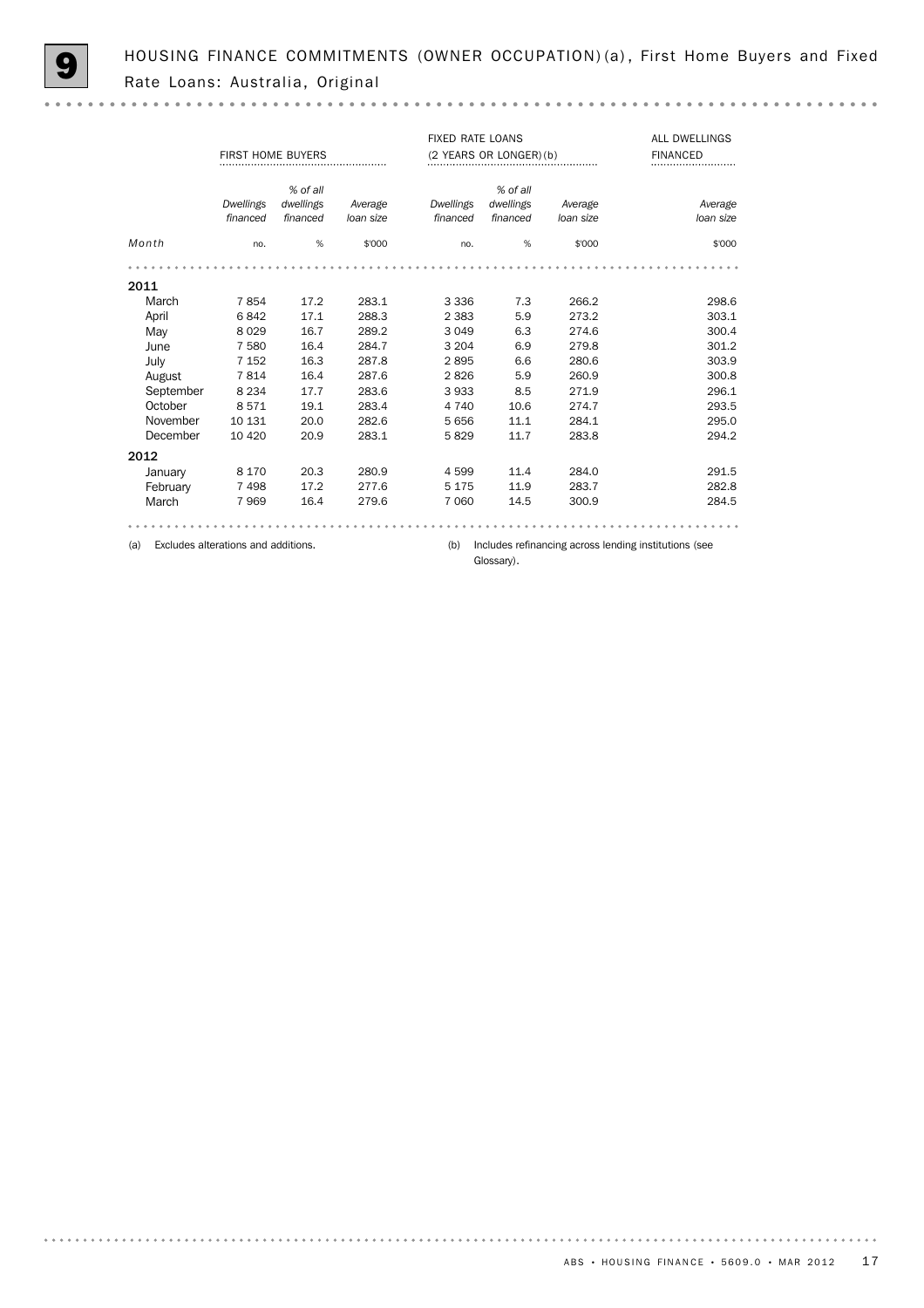# 9 HOUSING FINANCE COMMITMENTS (OWNER OCCUPATION)(a), First Home Buyers and Fixed Rate Loans: Australia, Original

| | FIRST HOME BUYERS | | | FIXED RATE LOANS (2 YEARS OR LONGER)(b) | | | ALL DWELLINGS FINANCED |
|---|---|---|---|---|---|---|---|
| | *Dwellings financed* | *% of all dwellings financed* | *Average loan size* | *Dwellings financed* | *% of all dwellings financed* | *Average loan size* | *Average loan size* |
| *Month* | no. | % | $'000 | no. | % | $'000 | $'000 |
| **2011** | | | | | | | |
| March | 7 854 | 17.2 | 283.1 | 3 336 | 7.3 | 266.2 | 298.6 |
| April | 6 842 | 17.1 | 288.3 | 2 383 | 5.9 | 273.2 | 303.1 |
| May | 8 029 | 16.7 | 289.2 | 3 049 | 6.3 | 274.6 | 300.4 |
| June | 7 580 | 16.4 | 284.7 | 3 204 | 6.9 | 279.8 | 301.2 |
| July | 7 152 | 16.3 | 287.8 | 2 895 | 6.6 | 280.6 | 303.9 |
| August | 7 814 | 16.4 | 287.6 | 2 826 | 5.9 | 260.9 | 300.8 |
| September | 8 234 | 17.7 | 283.6 | 3 933 | 8.5 | 271.9 | 296.1 |
| October | 8 571 | 19.1 | 283.4 | 4 740 | 10.6 | 274.7 | 293.5 |
| November | 10 131 | 20.0 | 282.6 | 5 656 | 11.1 | 284.1 | 295.0 |
| December | 10 420 | 20.9 | 283.1 | 5 829 | 11.7 | 283.8 | 294.2 |
| **2012** | | | | | | | |
| January | 8 170 | 20.3 | 280.9 | 4 599 | 11.4 | 284.0 | 291.5 |
| February | 7 498 | 17.2 | 277.6 | 5 175 | 11.9 | 283.7 | 282.8 |
| March | 7 969 | 16.4 | 279.6 | 7 060 | 14.5 | 300.9 | 284.5 |

(a) Excludes alterations and additions.

(b) Includes refinancing across lending institutions (see Glossary).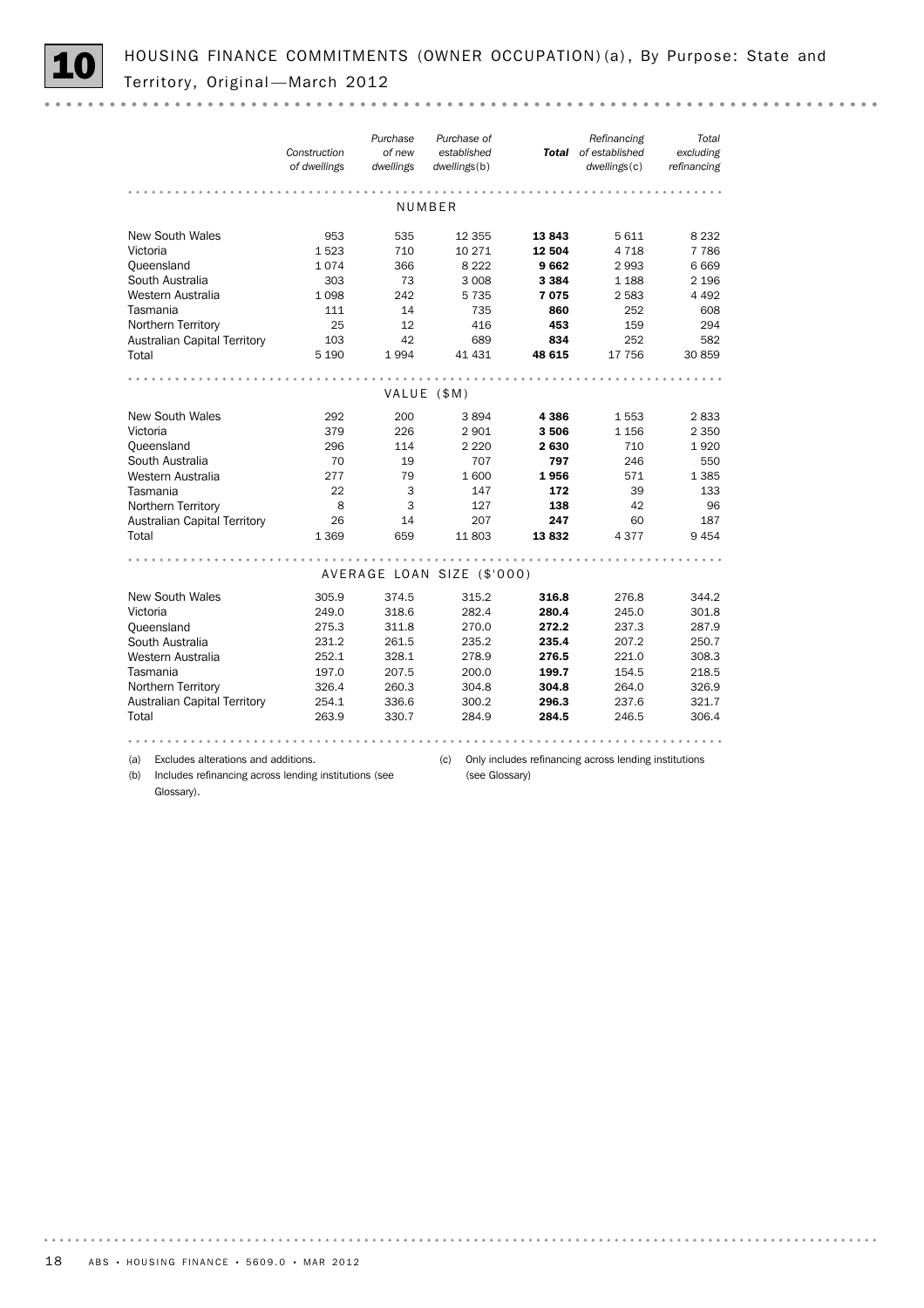# 10 HOUSING FINANCE COMMITMENTS (OWNER OCCUPATION)(a), By Purpose: State and Territory, Original—March 2012

| | *Construction of dwellings* | *Purchase of new dwellings* | *Purchase of established dwellings*(b) | ***Total*** | *Refinancing of established dwellings*(c) | *Total excluding refinancing* |
|---|---|---|---|---|---|---|
| | | | NUMBER | | | |
| New South Wales | 953 | 535 | 12 355 | **13 843** | 5 611 | 8 232 |
| Victoria | 1 523 | 710 | 10 271 | **12 504** | 4 718 | 7 786 |
| Queensland | 1 074 | 366 | 8 222 | **9 662** | 2 993 | 6 669 |
| South Australia | 303 | 73 | 3 008 | **3 384** | 1 188 | 2 196 |
| Western Australia | 1 098 | 242 | 5 735 | **7 075** | 2 583 | 4 492 |
| Tasmania | 111 | 14 | 735 | **860** | 252 | 608 |
| Northern Territory | 25 | 12 | 416 | **453** | 159 | 294 |
| Australian Capital Territory | 103 | 42 | 689 | **834** | 252 | 582 |
| Total | 5 190 | 1 994 | 41 431 | **48 615** | 17 756 | 30 859 |
| | | | VALUE ($M) | | | |
| New South Wales | 292 | 200 | 3 894 | **4 386** | 1 553 | 2 833 |
| Victoria | 379 | 226 | 2 901 | **3 506** | 1 156 | 2 350 |
| Queensland | 296 | 114 | 2 220 | **2 630** | 710 | 1 920 |
| South Australia | 70 | 19 | 707 | **797** | 246 | 550 |
| Western Australia | 277 | 79 | 1 600 | **1 956** | 571 | 1 385 |
| Tasmania | 22 | 3 | 147 | **172** | 39 | 133 |
| Northern Territory | 8 | 3 | 127 | **138** | 42 | 96 |
| Australian Capital Territory | 26 | 14 | 207 | **247** | 60 | 187 |
| Total | 1 369 | 659 | 11 803 | **13 832** | 4 377 | 9 454 |
| | | | AVERAGE LOAN SIZE ($'000) | | | |
| New South Wales | 305.9 | 374.5 | 315.2 | **316.8** | 276.8 | 344.2 |
| Victoria | 249.0 | 318.6 | 282.4 | **280.4** | 245.0 | 301.8 |
| Queensland | 275.3 | 311.8 | 270.0 | **272.2** | 237.3 | 287.9 |
| South Australia | 231.2 | 261.5 | 235.2 | **235.4** | 207.2 | 250.7 |
| Western Australia | 252.1 | 328.1 | 278.9 | **276.5** | 221.0 | 308.3 |
| Tasmania | 197.0 | 207.5 | 200.0 | **199.7** | 154.5 | 218.5 |
| Northern Territory | 326.4 | 260.3 | 304.8 | **304.8** | 264.0 | 326.9 |
| Australian Capital Territory | 254.1 | 336.6 | 300.2 | **296.3** | 237.6 | 321.7 |
| Total | 263.9 | 330.7 | 284.9 | **284.5** | 246.5 | 306.4 |

(a) Excludes alterations and additions.
(b) Includes refinancing across lending institutions (see Glossary).
(c) Only includes refinancing across lending institutions (see Glossary)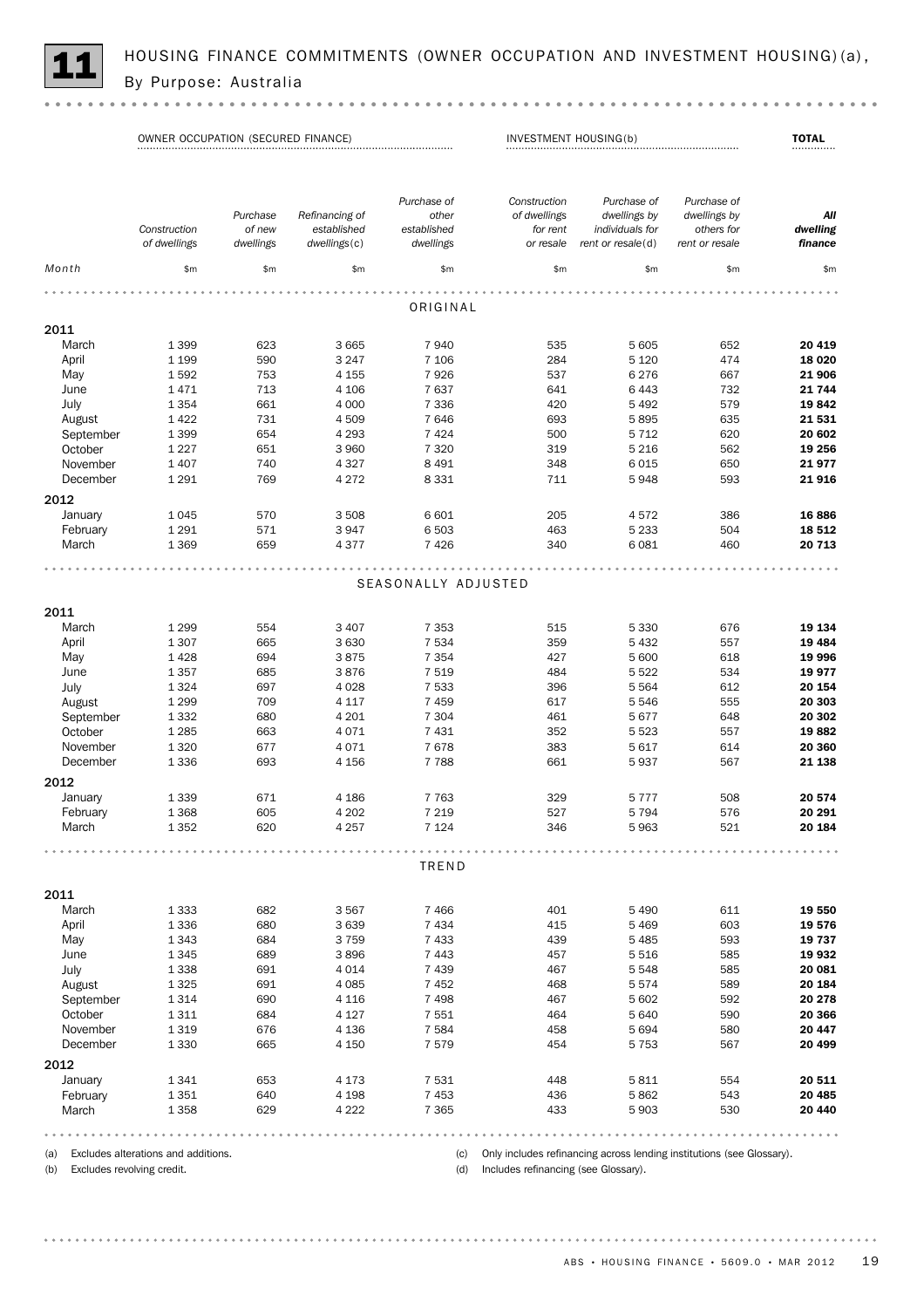# 11 HOUSING FINANCE COMMITMENTS (OWNER OCCUPATION AND INVESTMENT HOUSING)(a), By Purpose: Australia

| | OWNER OCCUPATION (SECURED FINANCE) | | | | INVESTMENT HOUSING(b) | | | TOTAL |
|---|---|---|---|---|---|---|---|---|
| | Construction of dwellings | Purchase of new dwellings | Refinancing of established dwellings(c) | Purchase of other established dwellings | Construction of dwellings for rent or resale | Purchase of dwellings by individuals for rent or resale(d) | Purchase of dwellings by others for rent or resale | All dwelling finance |
| Month | $m | $m | $m | $m | $m | $m | $m | $m |
| **ORIGINAL** | | | | | | | | |
| **2011** | | | | | | | | |
| March | 1 399 | 623 | 3 665 | 7 940 | 535 | 5 605 | 652 | **20 419** |
| April | 1 199 | 590 | 3 247 | 7 106 | 284 | 5 120 | 474 | **18 020** |
| May | 1 592 | 753 | 4 155 | 7 926 | 537 | 6 276 | 667 | **21 906** |
| June | 1 471 | 713 | 4 106 | 7 637 | 641 | 6 443 | 732 | **21 744** |
| July | 1 354 | 661 | 4 000 | 7 336 | 420 | 5 492 | 579 | **19 842** |
| August | 1 422 | 731 | 4 509 | 7 646 | 693 | 5 895 | 635 | **21 531** |
| September | 1 399 | 654 | 4 293 | 7 424 | 500 | 5 712 | 620 | **20 602** |
| October | 1 227 | 651 | 3 960 | 7 320 | 319 | 5 216 | 562 | **19 256** |
| November | 1 407 | 740 | 4 327 | 8 491 | 348 | 6 015 | 650 | **21 977** |
| December | 1 291 | 769 | 4 272 | 8 331 | 711 | 5 948 | 593 | **21 916** |
| **2012** | | | | | | | | |
| January | 1 045 | 570 | 3 508 | 6 601 | 205 | 4 572 | 386 | **16 886** |
| February | 1 291 | 571 | 3 947 | 6 503 | 463 | 5 233 | 504 | **18 512** |
| March | 1 369 | 659 | 4 377 | 7 426 | 340 | 6 081 | 460 | **20 713** |
| **SEASONALLY ADJUSTED** | | | | | | | | |
| **2011** | | | | | | | | |
| March | 1 299 | 554 | 3 407 | 7 353 | 515 | 5 330 | 676 | **19 134** |
| April | 1 307 | 665 | 3 630 | 7 534 | 359 | 5 432 | 557 | **19 484** |
| May | 1 428 | 694 | 3 875 | 7 354 | 427 | 5 600 | 618 | **19 996** |
| June | 1 357 | 685 | 3 876 | 7 519 | 484 | 5 522 | 534 | **19 977** |
| July | 1 324 | 697 | 4 028 | 7 533 | 396 | 5 564 | 612 | **20 154** |
| August | 1 299 | 709 | 4 117 | 7 459 | 617 | 5 546 | 555 | **20 303** |
| September | 1 332 | 680 | 4 201 | 7 304 | 461 | 5 677 | 648 | **20 302** |
| October | 1 285 | 663 | 4 071 | 7 431 | 352 | 5 523 | 557 | **19 882** |
| November | 1 320 | 677 | 4 071 | 7 678 | 383 | 5 617 | 614 | **20 360** |
| December | 1 336 | 693 | 4 156 | 7 788 | 661 | 5 937 | 567 | **21 138** |
| **2012** | | | | | | | | |
| January | 1 339 | 671 | 4 186 | 7 763 | 329 | 5 777 | 508 | **20 574** |
| February | 1 368 | 605 | 4 202 | 7 219 | 527 | 5 794 | 576 | **20 291** |
| March | 1 352 | 620 | 4 257 | 7 124 | 346 | 5 963 | 521 | **20 184** |
| **TREND** | | | | | | | | |
| **2011** | | | | | | | | |
| March | 1 333 | 682 | 3 567 | 7 466 | 401 | 5 490 | 611 | **19 550** |
| April | 1 336 | 680 | 3 639 | 7 434 | 415 | 5 469 | 603 | **19 576** |
| May | 1 343 | 684 | 3 759 | 7 433 | 439 | 5 485 | 593 | **19 737** |
| June | 1 345 | 689 | 3 896 | 7 443 | 457 | 5 516 | 585 | **19 932** |
| July | 1 338 | 691 | 4 014 | 7 439 | 467 | 5 548 | 585 | **20 081** |
| August | 1 325 | 691 | 4 085 | 7 452 | 468 | 5 574 | 589 | **20 184** |
| September | 1 314 | 690 | 4 116 | 7 498 | 467 | 5 602 | 592 | **20 278** |
| October | 1 311 | 684 | 4 127 | 7 551 | 464 | 5 640 | 590 | **20 366** |
| November | 1 319 | 676 | 4 136 | 7 584 | 458 | 5 694 | 580 | **20 447** |
| December | 1 330 | 665 | 4 150 | 7 579 | 454 | 5 753 | 567 | **20 499** |
| **2012** | | | | | | | | |
| January | 1 341 | 653 | 4 173 | 7 531 | 448 | 5 811 | 554 | **20 511** |
| February | 1 351 | 640 | 4 198 | 7 453 | 436 | 5 862 | 543 | **20 485** |
| March | 1 358 | 629 | 4 222 | 7 365 | 433 | 5 903 | 530 | **20 440** |

(a) Excludes alterations and additions.
(b) Excludes revolving credit.
(c) Only includes refinancing across lending institutions (see Glossary).
(d) Includes refinancing (see Glossary).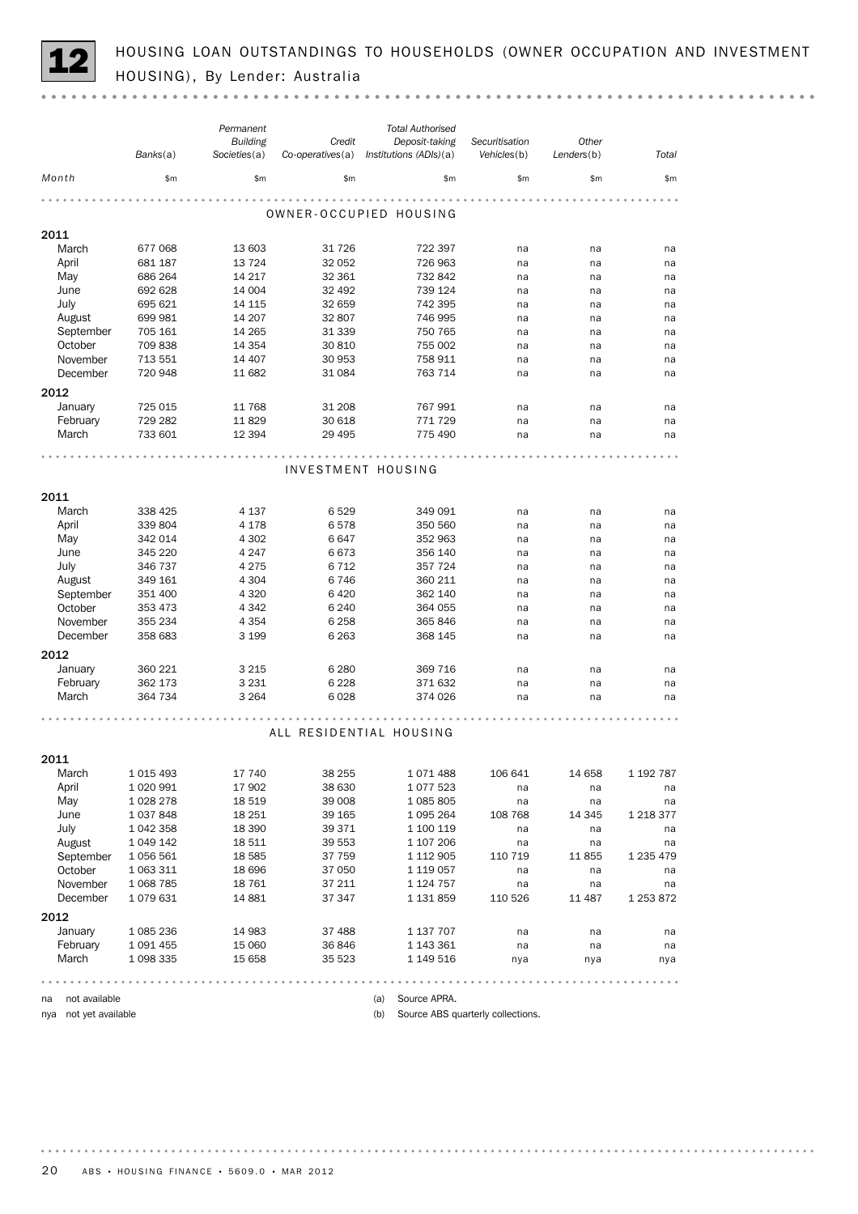# 12 HOUSING LOAN OUTSTANDINGS TO HOUSEHOLDS (OWNER OCCUPATION AND INVESTMENT HOUSING), By Lender: Australia

| Month | Banks(a) | Permanent Building Societies(a) | Credit Co-operatives(a) | Total Authorised Deposit-taking Institutions (ADIs)(a) | Securitisation Vehicles(b) | Other Lenders(b) | Total |
|---|---|---|---|---|---|---|---|
| | $m | $m | $m | $m | $m | $m | $m |
| **OWNER-OCCUPIED HOUSING** | | | | | | | |
| **2011** | | | | | | | |
| March | 677 068 | 13 603 | 31 726 | 722 397 | na | na | na |
| April | 681 187 | 13 724 | 32 052 | 726 963 | na | na | na |
| May | 686 264 | 14 217 | 32 361 | 732 842 | na | na | na |
| June | 692 628 | 14 004 | 32 492 | 739 124 | na | na | na |
| July | 695 621 | 14 115 | 32 659 | 742 395 | na | na | na |
| August | 699 981 | 14 207 | 32 807 | 746 995 | na | na | na |
| September | 705 161 | 14 265 | 31 339 | 750 765 | na | na | na |
| October | 709 838 | 14 354 | 30 810 | 755 002 | na | na | na |
| November | 713 551 | 14 407 | 30 953 | 758 911 | na | na | na |
| December | 720 948 | 11 682 | 31 084 | 763 714 | na | na | na |
| **2012** | | | | | | | |
| January | 725 015 | 11 768 | 31 208 | 767 991 | na | na | na |
| February | 729 282 | 11 829 | 30 618 | 771 729 | na | na | na |
| March | 733 601 | 12 394 | 29 495 | 775 490 | na | na | na |
| **INVESTMENT HOUSING** | | | | | | | |
| **2011** | | | | | | | |
| March | 338 425 | 4 137 | 6 529 | 349 091 | na | na | na |
| April | 339 804 | 4 178 | 6 578 | 350 560 | na | na | na |
| May | 342 014 | 4 302 | 6 647 | 352 963 | na | na | na |
| June | 345 220 | 4 247 | 6 673 | 356 140 | na | na | na |
| July | 346 737 | 4 275 | 6 712 | 357 724 | na | na | na |
| August | 349 161 | 4 304 | 6 746 | 360 211 | na | na | na |
| September | 351 400 | 4 320 | 6 420 | 362 140 | na | na | na |
| October | 353 473 | 4 342 | 6 240 | 364 055 | na | na | na |
| November | 355 234 | 4 354 | 6 258 | 365 846 | na | na | na |
| December | 358 683 | 3 199 | 6 263 | 368 145 | na | na | na |
| **2012** | | | | | | | |
| January | 360 221 | 3 215 | 6 280 | 369 716 | na | na | na |
| February | 362 173 | 3 231 | 6 228 | 371 632 | na | na | na |
| March | 364 734 | 3 264 | 6 028 | 374 026 | na | na | na |
| **ALL RESIDENTIAL HOUSING** | | | | | | | |
| **2011** | | | | | | | |
| March | 1 015 493 | 17 740 | 38 255 | 1 071 488 | 106 641 | 14 658 | 1 192 787 |
| April | 1 020 991 | 17 902 | 38 630 | 1 077 523 | na | na | na |
| May | 1 028 278 | 18 519 | 39 008 | 1 085 805 | na | na | na |
| June | 1 037 848 | 18 251 | 39 165 | 1 095 264 | 108 768 | 14 345 | 1 218 377 |
| July | 1 042 358 | 18 390 | 39 371 | 1 100 119 | na | na | na |
| August | 1 049 142 | 18 511 | 39 553 | 1 107 206 | na | na | na |
| September | 1 056 561 | 18 585 | 37 759 | 1 112 905 | 110 719 | 11 855 | 1 235 479 |
| October | 1 063 311 | 18 696 | 37 050 | 1 119 057 | na | na | na |
| November | 1 068 785 | 18 761 | 37 211 | 1 124 757 | na | na | na |
| December | 1 079 631 | 14 881 | 37 347 | 1 131 859 | 110 526 | 11 487 | 1 253 872 |
| **2012** | | | | | | | |
| January | 1 085 236 | 14 983 | 37 488 | 1 137 707 | na | na | na |
| February | 1 091 455 | 15 060 | 36 846 | 1 143 361 | na | na | na |
| March | 1 098 335 | 15 658 | 35 523 | 1 149 516 | nya | nya | nya |

na not available

nya not yet available

(a) Source APRA.

(b) Source ABS quarterly collections.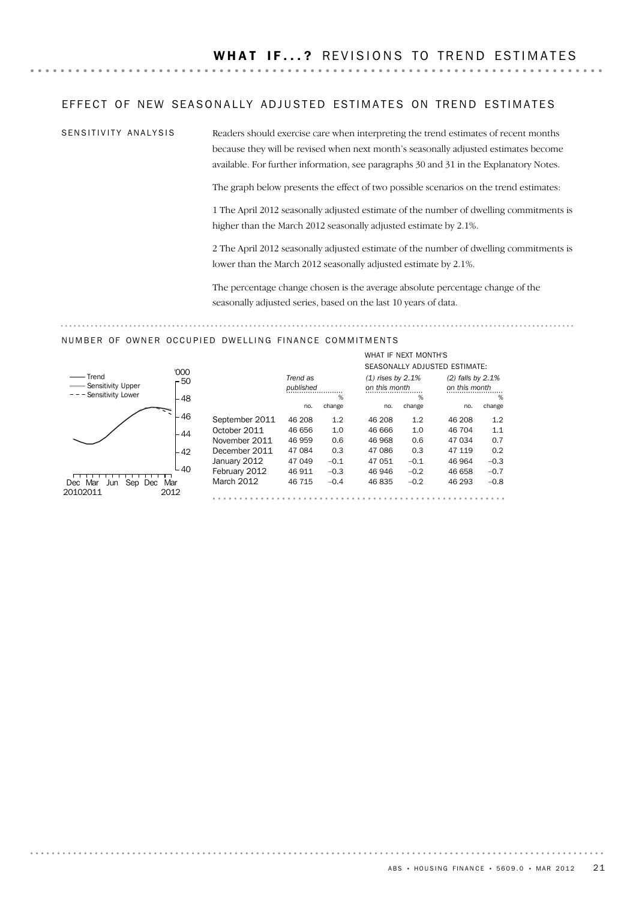# WHAT IF...? REVISIONS TO TREND ESTIMATES

## EFFECT OF NEW SEASONALLY ADJUSTED ESTIMATES ON TREND ESTIMATES

### SENSITIVITY ANALYSIS

Readers should exercise care when interpreting the trend estimates of recent months because they will be revised when next month's seasonally adjusted estimates become available. For further information, see paragraphs 30 and 31 in the Explanatory Notes.

The graph below presents the effect of two possible scenarios on the trend estimates:

1 The April 2012 seasonally adjusted estimate of the number of dwelling commitments is higher than the March 2012 seasonally adjusted estimate by 2.1%.

2 The April 2012 seasonally adjusted estimate of the number of dwelling commitments is lower than the March 2012 seasonally adjusted estimate by 2.1%.

The percentage change chosen is the average absolute percentage change of the seasonally adjusted series, based on the last 10 years of data.

### NUMBER OF OWNER OCCUPIED DWELLING FINANCE COMMITMENTS

| | Trend as published | | WHAT IF NEXT MONTH'S SEASONALLY ADJUSTED ESTIMATE: (1) rises by 2.1% on this month | | (2) falls by 2.1% on this month | |
|---|---|---|---|---|---|---|
| | no. | % change | no. | % change | no. | % change |
| September 2011 | 46 208 | 1.2 | 46 208 | 1.2 | 46 208 | 1.2 |
| October 2011 | 46 656 | 1.0 | 46 666 | 1.0 | 46 704 | 1.1 |
| November 2011 | 46 959 | 0.6 | 46 968 | 0.6 | 47 034 | 0.7 |
| December 2011 | 47 084 | 0.3 | 47 086 | 0.3 | 47 119 | 0.2 |
| January 2012 | 47 049 | –0.1 | 47 051 | –0.1 | 46 964 | –0.3 |
| February 2012 | 46 911 | –0.3 | 46 946 | –0.2 | 46 658 | –0.7 |
| March 2012 | 46 715 | –0.4 | 46 835 | –0.2 | 46 293 | –0.8 |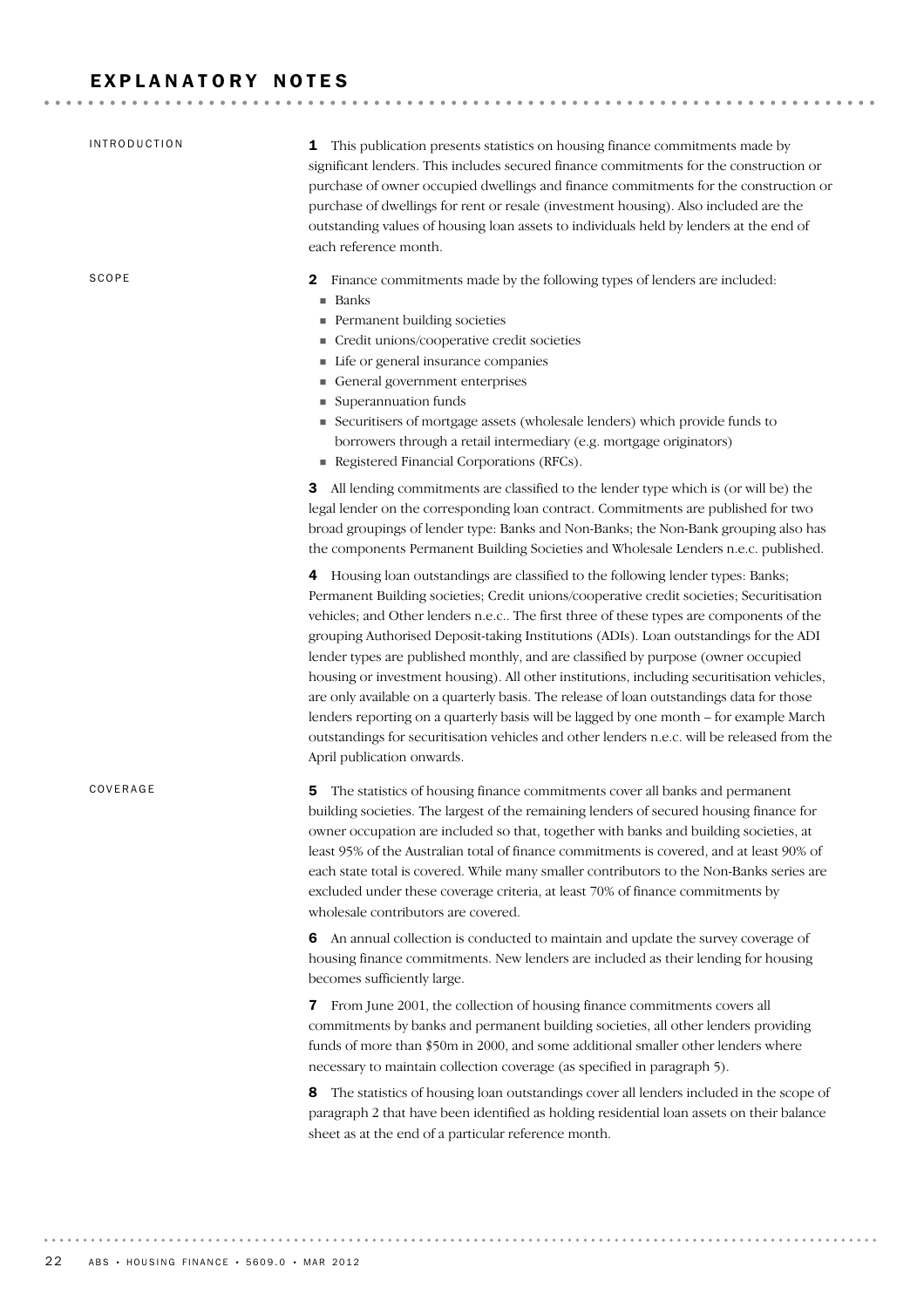# EXPLANATORY NOTES

## INTRODUCTION

**1** This publication presents statistics on housing finance commitments made by significant lenders. This includes secured finance commitments for the construction or purchase of owner occupied dwellings and finance commitments for the construction or purchase of dwellings for rent or resale (investment housing). Also included are the outstanding values of housing loan assets to individuals held by lenders at the end of each reference month.

## SCOPE

**2** Finance commitments made by the following types of lenders are included:

- Banks
- Permanent building societies
- Credit unions/cooperative credit societies
- Life or general insurance companies
- General government enterprises
- Superannuation funds
- Securitisers of mortgage assets (wholesale lenders) which provide funds to borrowers through a retail intermediary (e.g. mortgage originators)
- Registered Financial Corporations (RFCs).

**3** All lending commitments are classified to the lender type which is (or will be) the legal lender on the corresponding loan contract. Commitments are published for two broad groupings of lender type: Banks and Non-Banks; the Non-Bank grouping also has the components Permanent Building Societies and Wholesale Lenders n.e.c. published.

**4** Housing loan outstandings are classified to the following lender types: Banks; Permanent Building societies; Credit unions/cooperative credit societies; Securitisation vehicles; and Other lenders n.e.c.. The first three of these types are components of the grouping Authorised Deposit-taking Institutions (ADIs). Loan outstandings for the ADI lender types are published monthly, and are classified by purpose (owner occupied housing or investment housing). All other institutions, including securitisation vehicles, are only available on a quarterly basis. The release of loan outstandings data for those lenders reporting on a quarterly basis will be lagged by one month – for example March outstandings for securitisation vehicles and other lenders n.e.c. will be released from the April publication onwards.

## COVERAGE

**5** The statistics of housing finance commitments cover all banks and permanent building societies. The largest of the remaining lenders of secured housing finance for owner occupation are included so that, together with banks and building societies, at least 95% of the Australian total of finance commitments is covered, and at least 90% of each state total is covered. While many smaller contributors to the Non-Banks series are excluded under these coverage criteria, at least 70% of finance commitments by wholesale contributors are covered.

**6** An annual collection is conducted to maintain and update the survey coverage of housing finance commitments. New lenders are included as their lending for housing becomes sufficiently large.

**7** From June 2001, the collection of housing finance commitments covers all commitments by banks and permanent building societies, all other lenders providing funds of more than \$50m in 2000, and some additional smaller other lenders where necessary to maintain collection coverage (as specified in paragraph 5).

**8** The statistics of housing loan outstandings cover all lenders included in the scope of paragraph 2 that have been identified as holding residential loan assets on their balance sheet as at the end of a particular reference month.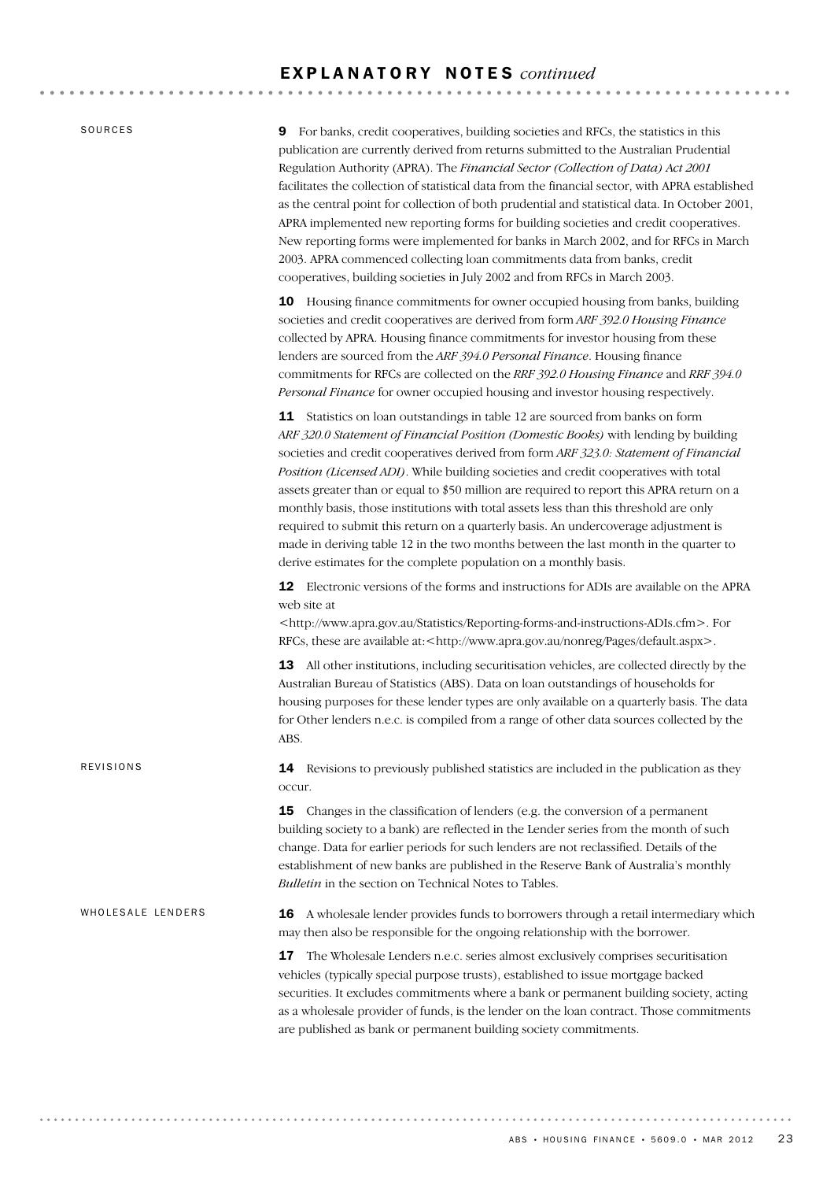## EXPLANATORY NOTES *continued*

### SOURCES

**9** For banks, credit cooperatives, building societies and RFCs, the statistics in this publication are currently derived from returns submitted to the Australian Prudential Regulation Authority (APRA). The *Financial Sector (Collection of Data) Act 2001* facilitates the collection of statistical data from the financial sector, with APRA established as the central point for collection of both prudential and statistical data. In October 2001, APRA implemented new reporting forms for building societies and credit cooperatives. New reporting forms were implemented for banks in March 2002, and for RFCs in March 2003. APRA commenced collecting loan commitments data from banks, credit cooperatives, building societies in July 2002 and from RFCs in March 2003.

**10** Housing finance commitments for owner occupied housing from banks, building societies and credit cooperatives are derived from form *ARF 392.0 Housing Finance* collected by APRA. Housing finance commitments for investor housing from these lenders are sourced from the *ARF 394.0 Personal Finance*. Housing finance commitments for RFCs are collected on the *RRF 392.0 Housing Finance* and *RRF 394.0 Personal Finance* for owner occupied housing and investor housing respectively.

**11** Statistics on loan outstandings in table 12 are sourced from banks on form *ARF 320.0 Statement of Financial Position (Domestic Books)* with lending by building societies and credit cooperatives derived from form *ARF 323.0: Statement of Financial Position (Licensed ADI)*. While building societies and credit cooperatives with total assets greater than or equal to $50 million are required to report this APRA return on a monthly basis, those institutions with total assets less than this threshold are only required to submit this return on a quarterly basis. An undercoverage adjustment is made in deriving table 12 in the two months between the last month in the quarter to derive estimates for the complete population on a monthly basis.

**12** Electronic versions of the forms and instructions for ADIs are available on the APRA web site at <http://www.apra.gov.au/Statistics/Reporting-forms-and-instructions-ADIs.cfm>. For RFCs, these are available at:<http://www.apra.gov.au/nonreg/Pages/default.aspx>.

**13** All other institutions, including securitisation vehicles, are collected directly by the Australian Bureau of Statistics (ABS). Data on loan outstandings of households for housing purposes for these lender types are only available on a quarterly basis. The data for Other lenders n.e.c. is compiled from a range of other data sources collected by the ABS.

### REVISIONS

**14** Revisions to previously published statistics are included in the publication as they occur.

**15** Changes in the classification of lenders (e.g. the conversion of a permanent building society to a bank) are reflected in the Lender series from the month of such change. Data for earlier periods for such lenders are not reclassified. Details of the establishment of new banks are published in the Reserve Bank of Australia's monthly *Bulletin* in the section on Technical Notes to Tables.

### WHOLESALE LENDERS

**16** A wholesale lender provides funds to borrowers through a retail intermediary which may then also be responsible for the ongoing relationship with the borrower.

**17** The Wholesale Lenders n.e.c. series almost exclusively comprises securitisation vehicles (typically special purpose trusts), established to issue mortgage backed securities. It excludes commitments where a bank or permanent building society, acting as a wholesale provider of funds, is the lender on the loan contract. Those commitments are published as bank or permanent building society commitments.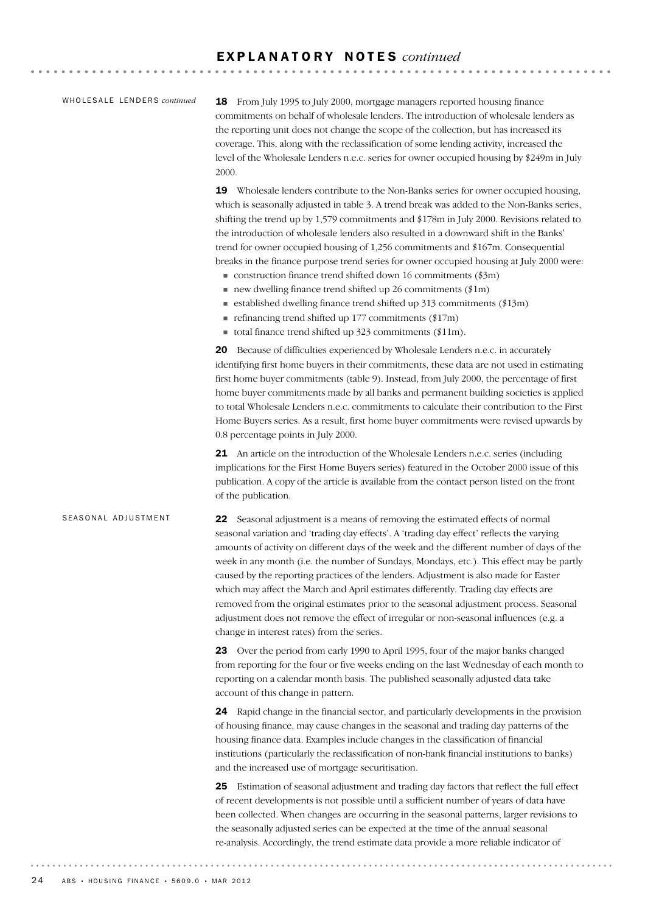## EXPLANATORY NOTES *continued*

### WHOLESALE LENDERS *continued*

**18** From July 1995 to July 2000, mortgage managers reported housing finance commitments on behalf of wholesale lenders. The introduction of wholesale lenders as the reporting unit does not change the scope of the collection, but has increased its coverage. This, along with the reclassification of some lending activity, increased the level of the Wholesale Lenders n.e.c. series for owner occupied housing by $249m in July 2000.

**19** Wholesale lenders contribute to the Non-Banks series for owner occupied housing, which is seasonally adjusted in table 3. A trend break was added to the Non-Banks series, shifting the trend up by 1,579 commitments and $178m in July 2000. Revisions related to the introduction of wholesale lenders also resulted in a downward shift in the Banks' trend for owner occupied housing of 1,256 commitments and $167m. Consequential breaks in the finance purpose trend series for owner occupied housing at July 2000 were:

- construction finance trend shifted down 16 commitments ($3m)
- new dwelling finance trend shifted up 26 commitments ($1m)
- established dwelling finance trend shifted up 313 commitments ($13m)
- refinancing trend shifted up 177 commitments ($17m)
- total finance trend shifted up 323 commitments ($11m).

**20** Because of difficulties experienced by Wholesale Lenders n.e.c. in accurately identifying first home buyers in their commitments, these data are not used in estimating first home buyer commitments (table 9). Instead, from July 2000, the percentage of first home buyer commitments made by all banks and permanent building societies is applied to total Wholesale Lenders n.e.c. commitments to calculate their contribution to the First Home Buyers series. As a result, first home buyer commitments were revised upwards by 0.8 percentage points in July 2000.

**21** An article on the introduction of the Wholesale Lenders n.e.c. series (including implications for the First Home Buyers series) featured in the October 2000 issue of this publication. A copy of the article is available from the contact person listed on the front of the publication.

### SEASONAL ADJUSTMENT

**22** Seasonal adjustment is a means of removing the estimated effects of normal seasonal variation and 'trading day effects'. A 'trading day effect' reflects the varying amounts of activity on different days of the week and the different number of days of the week in any month (i.e. the number of Sundays, Mondays, etc.). This effect may be partly caused by the reporting practices of the lenders. Adjustment is also made for Easter which may affect the March and April estimates differently. Trading day effects are removed from the original estimates prior to the seasonal adjustment process. Seasonal adjustment does not remove the effect of irregular or non-seasonal influences (e.g. a change in interest rates) from the series.

**23** Over the period from early 1990 to April 1995, four of the major banks changed from reporting for the four or five weeks ending on the last Wednesday of each month to reporting on a calendar month basis. The published seasonally adjusted data take account of this change in pattern.

**24** Rapid change in the financial sector, and particularly developments in the provision of housing finance, may cause changes in the seasonal and trading day patterns of the housing finance data. Examples include changes in the classification of financial institutions (particularly the reclassification of non-bank financial institutions to banks) and the increased use of mortgage securitisation.

**25** Estimation of seasonal adjustment and trading day factors that reflect the full effect of recent developments is not possible until a sufficient number of years of data have been collected. When changes are occurring in the seasonal patterns, larger revisions to the seasonally adjusted series can be expected at the time of the annual seasonal re-analysis. Accordingly, the trend estimate data provide a more reliable indicator of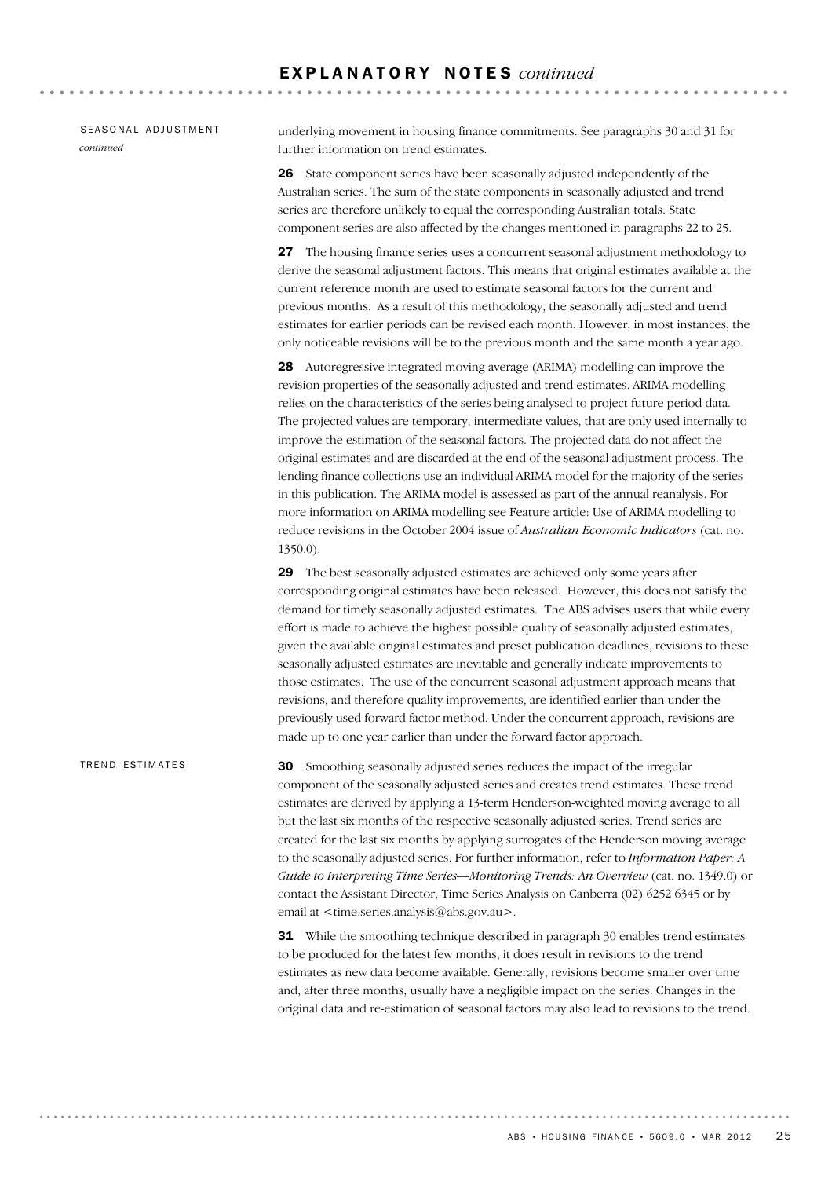## EXPLANATORY NOTES *continued*

### SEASONAL ADJUSTMENT *continued*

underlying movement in housing finance commitments. See paragraphs 30 and 31 for further information on trend estimates.

**26** State component series have been seasonally adjusted independently of the Australian series. The sum of the state components in seasonally adjusted and trend series are therefore unlikely to equal the corresponding Australian totals. State component series are also affected by the changes mentioned in paragraphs 22 to 25.

**27** The housing finance series uses a concurrent seasonal adjustment methodology to derive the seasonal adjustment factors. This means that original estimates available at the current reference month are used to estimate seasonal factors for the current and previous months. As a result of this methodology, the seasonally adjusted and trend estimates for earlier periods can be revised each month. However, in most instances, the only noticeable revisions will be to the previous month and the same month a year ago.

**28** Autoregressive integrated moving average (ARIMA) modelling can improve the revision properties of the seasonally adjusted and trend estimates. ARIMA modelling relies on the characteristics of the series being analysed to project future period data. The projected values are temporary, intermediate values, that are only used internally to improve the estimation of the seasonal factors. The projected data do not affect the original estimates and are discarded at the end of the seasonal adjustment process. The lending finance collections use an individual ARIMA model for the majority of the series in this publication. The ARIMA model is assessed as part of the annual reanalysis. For more information on ARIMA modelling see Feature article: Use of ARIMA modelling to reduce revisions in the October 2004 issue of *Australian Economic Indicators* (cat. no. 1350.0).

**29** The best seasonally adjusted estimates are achieved only some years after corresponding original estimates have been released. However, this does not satisfy the demand for timely seasonally adjusted estimates. The ABS advises users that while every effort is made to achieve the highest possible quality of seasonally adjusted estimates, given the available original estimates and preset publication deadlines, revisions to these seasonally adjusted estimates are inevitable and generally indicate improvements to those estimates. The use of the concurrent seasonal adjustment approach means that revisions, and therefore quality improvements, are identified earlier than under the previously used forward factor method. Under the concurrent approach, revisions are made up to one year earlier than under the forward factor approach.

### TREND ESTIMATES

**30** Smoothing seasonally adjusted series reduces the impact of the irregular component of the seasonally adjusted series and creates trend estimates. These trend estimates are derived by applying a 13-term Henderson-weighted moving average to all but the last six months of the respective seasonally adjusted series. Trend series are created for the last six months by applying surrogates of the Henderson moving average to the seasonally adjusted series. For further information, refer to *Information Paper: A Guide to Interpreting Time Series—Monitoring Trends: An Overview* (cat. no. 1349.0) or contact the Assistant Director, Time Series Analysis on Canberra (02) 6252 6345 or by email at <time.series.analysis@abs.gov.au>.

**31** While the smoothing technique described in paragraph 30 enables trend estimates to be produced for the latest few months, it does result in revisions to the trend estimates as new data become available. Generally, revisions become smaller over time and, after three months, usually have a negligible impact on the series. Changes in the original data and re-estimation of seasonal factors may also lead to revisions to the trend.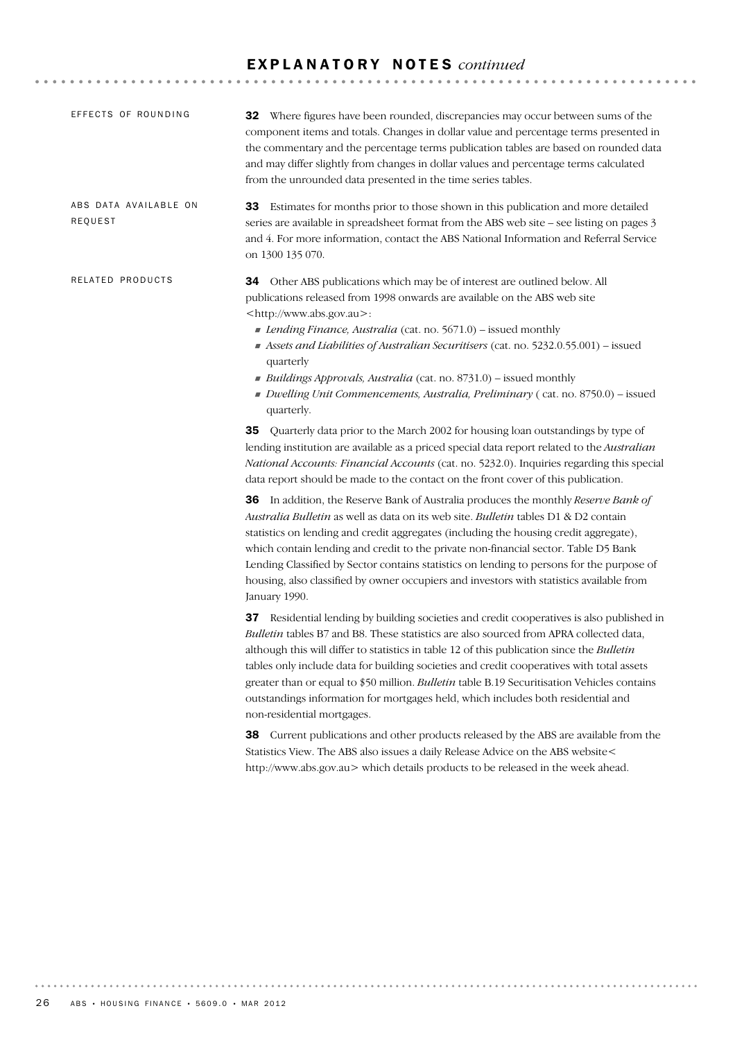## EXPLANATORY NOTES *continued*

### EFFECTS OF ROUNDING

**32** Where figures have been rounded, discrepancies may occur between sums of the component items and totals. Changes in dollar value and percentage terms presented in the commentary and the percentage terms publication tables are based on rounded data and may differ slightly from changes in dollar values and percentage terms calculated from the unrounded data presented in the time series tables.

### ABS DATA AVAILABLE ON REQUEST

**33** Estimates for months prior to those shown in this publication and more detailed series are available in spreadsheet format from the ABS web site – see listing on pages 3 and 4. For more information, contact the ABS National Information and Referral Service on 1300 135 070.

### RELATED PRODUCTS

**34** Other ABS publications which may be of interest are outlined below. All publications released from 1998 onwards are available on the ABS web site <http://www.abs.gov.au>:

- *Lending Finance, Australia* (cat. no. 5671.0) – issued monthly
- *Assets and Liabilities of Australian Securitisers* (cat. no. 5232.0.55.001) – issued quarterly
- *Buildings Approvals, Australia* (cat. no. 8731.0) – issued monthly
- *Dwelling Unit Commencements, Australia, Preliminary* ( cat. no. 8750.0) – issued quarterly.

**35** Quarterly data prior to the March 2002 for housing loan outstandings by type of lending institution are available as a priced special data report related to the *Australian National Accounts: Financial Accounts* (cat. no. 5232.0). Inquiries regarding this special data report should be made to the contact on the front cover of this publication.

**36** In addition, the Reserve Bank of Australia produces the monthly *Reserve Bank of Australia Bulletin* as well as data on its web site. *Bulletin* tables D1 & D2 contain statistics on lending and credit aggregates (including the housing credit aggregate), which contain lending and credit to the private non-financial sector. Table D5 Bank Lending Classified by Sector contains statistics on lending to persons for the purpose of housing, also classified by owner occupiers and investors with statistics available from January 1990.

**37** Residential lending by building societies and credit cooperatives is also published in *Bulletin* tables B7 and B8. These statistics are also sourced from APRA collected data, although this will differ to statistics in table 12 of this publication since the *Bulletin* tables only include data for building societies and credit cooperatives with total assets greater than or equal to $50 million. *Bulletin* table B.19 Securitisation Vehicles contains outstandings information for mortgages held, which includes both residential and non-residential mortgages.

**38** Current publications and other products released by the ABS are available from the Statistics View. The ABS also issues a daily Release Advice on the ABS website< http://www.abs.gov.au> which details products to be released in the week ahead.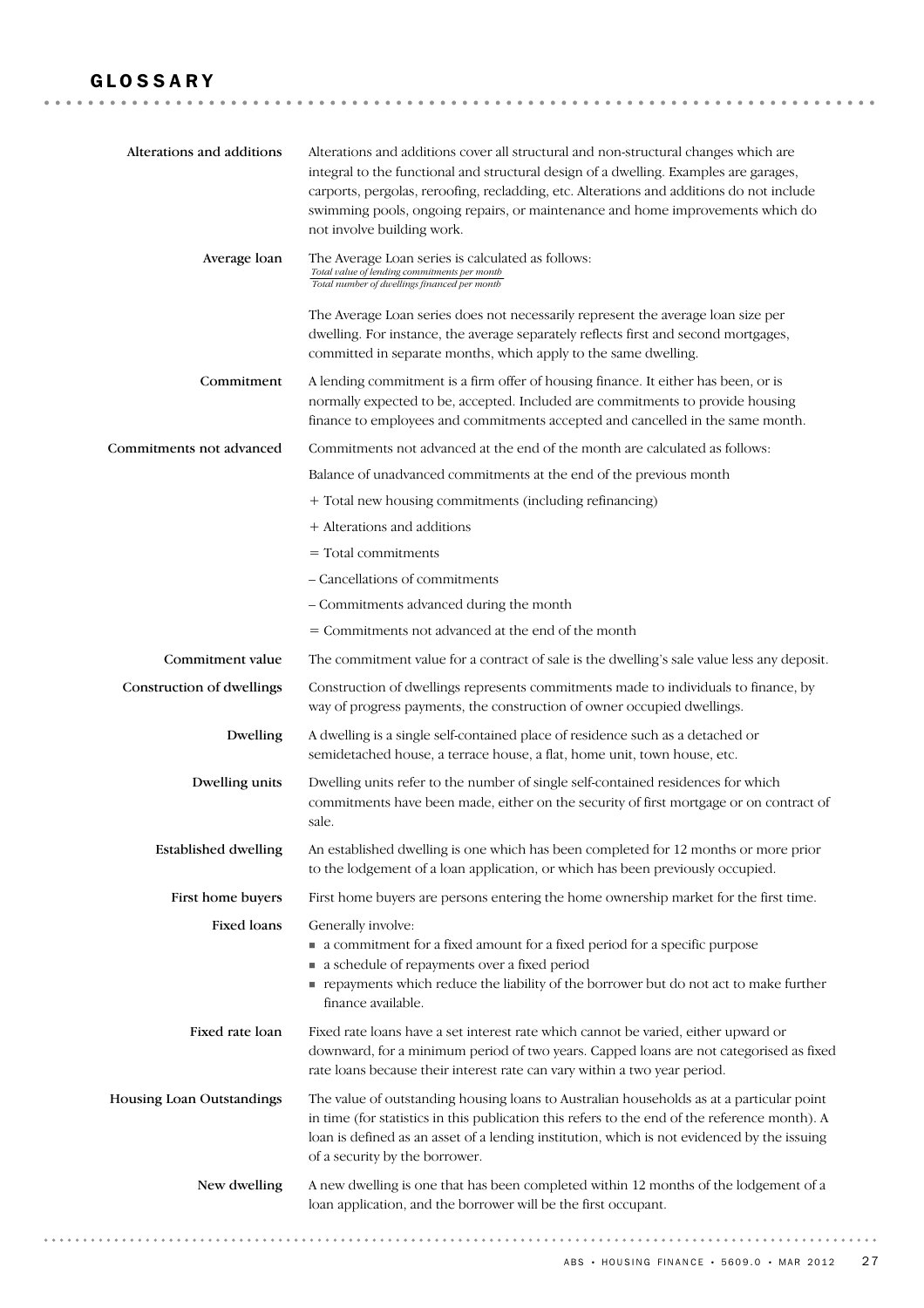# GLOSSARY

**Alterations and additions**

Alterations and additions cover all structural and non-structural changes which are integral to the functional and structural design of a dwelling. Examples are garages, carports, pergolas, reroofing, recladding, etc. Alterations and additions do not include swimming pools, ongoing repairs, or maintenance and home improvements which do not involve building work.

**Average loan**

The Average Loan series is calculated as follows:

$$\frac{\textit{Total value of lending commitments per month}}{\textit{Total number of dwellings financed per month}}$$

The Average Loan series does not necessarily represent the average loan size per dwelling. For instance, the average separately reflects first and second mortgages, committed in separate months, which apply to the same dwelling.

**Commitment**

A lending commitment is a firm offer of housing finance. It either has been, or is normally expected to be, accepted. Included are commitments to provide housing finance to employees and commitments accepted and cancelled in the same month.

**Commitments not advanced**

Commitments not advanced at the end of the month are calculated as follows:

Balance of unadvanced commitments at the end of the previous month

\+ Total new housing commitments (including refinancing)

\+ Alterations and additions

= Total commitments

– Cancellations of commitments

– Commitments advanced during the month

= Commitments not advanced at the end of the month

**Commitment value**

The commitment value for a contract of sale is the dwelling's sale value less any deposit.

**Construction of dwellings**

Construction of dwellings represents commitments made to individuals to finance, by way of progress payments, the construction of owner occupied dwellings.

**Dwelling**

A dwelling is a single self-contained place of residence such as a detached or semidetached house, a terrace house, a flat, home unit, town house, etc.

**Dwelling units**

Dwelling units refer to the number of single self-contained residences for which commitments have been made, either on the security of first mortgage or on contract of sale.

**Established dwelling**

An established dwelling is one which has been completed for 12 months or more prior to the lodgement of a loan application, or which has been previously occupied.

**First home buyers**

First home buyers are persons entering the home ownership market for the first time.

**Fixed loans**

Generally involve:

- a commitment for a fixed amount for a fixed period for a specific purpose
- a schedule of repayments over a fixed period
- repayments which reduce the liability of the borrower but do not act to make further finance available.

**Fixed rate loan**

Fixed rate loans have a set interest rate which cannot be varied, either upward or downward, for a minimum period of two years. Capped loans are not categorised as fixed rate loans because their interest rate can vary within a two year period.

**Housing Loan Outstandings**

The value of outstanding housing loans to Australian households as at a particular point in time (for statistics in this publication this refers to the end of the reference month). A loan is defined as an asset of a lending institution, which is not evidenced by the issuing of a security by the borrower.

**New dwelling**

A new dwelling is one that has been completed within 12 months of the lodgement of a loan application, and the borrower will be the first occupant.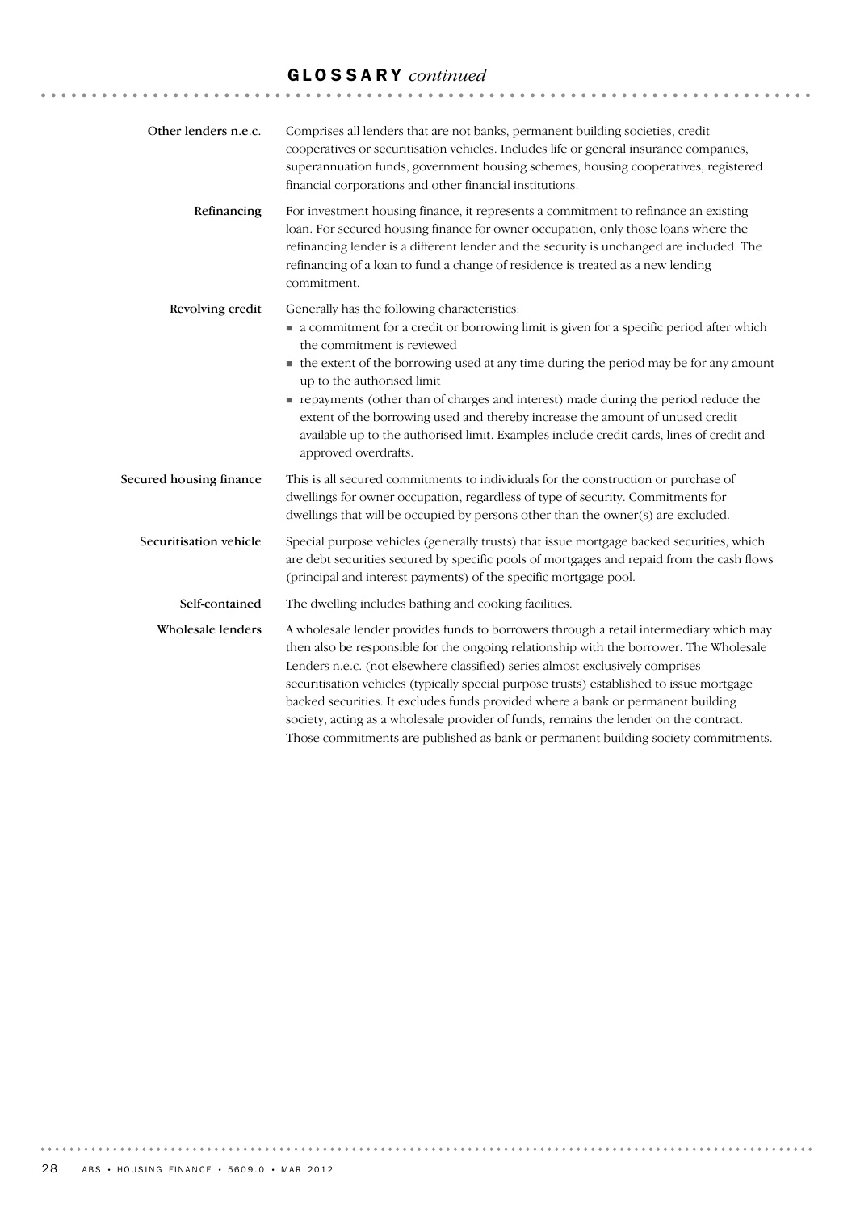## GLOSSARY *continued*

**Other lenders n.e.c.** Comprises all lenders that are not banks, permanent building societies, credit cooperatives or securitisation vehicles. Includes life or general insurance companies, superannuation funds, government housing schemes, housing cooperatives, registered financial corporations and other financial institutions.

**Refinancing** For investment housing finance, it represents a commitment to refinance an existing loan. For secured housing finance for owner occupation, only those loans where the refinancing lender is a different lender and the security is unchanged are included. The refinancing of a loan to fund a change of residence is treated as a new lending commitment.

**Revolving credit** Generally has the following characteristics:

- a commitment for a credit or borrowing limit is given for a specific period after which the commitment is reviewed
- the extent of the borrowing used at any time during the period may be for any amount up to the authorised limit
- repayments (other than of charges and interest) made during the period reduce the extent of the borrowing used and thereby increase the amount of unused credit available up to the authorised limit. Examples include credit cards, lines of credit and approved overdrafts.

**Secured housing finance** This is all secured commitments to individuals for the construction or purchase of dwellings for owner occupation, regardless of type of security. Commitments for dwellings that will be occupied by persons other than the owner(s) are excluded.

**Securitisation vehicle** Special purpose vehicles (generally trusts) that issue mortgage backed securities, which are debt securities secured by specific pools of mortgages and repaid from the cash flows (principal and interest payments) of the specific mortgage pool.

**Self-contained** The dwelling includes bathing and cooking facilities.

**Wholesale lenders** A wholesale lender provides funds to borrowers through a retail intermediary which may then also be responsible for the ongoing relationship with the borrower. The Wholesale Lenders n.e.c. (not elsewhere classified) series almost exclusively comprises securitisation vehicles (typically special purpose trusts) established to issue mortgage backed securities. It excludes funds provided where a bank or permanent building society, acting as a wholesale provider of funds, remains the lender on the contract. Those commitments are published as bank or permanent building society commitments.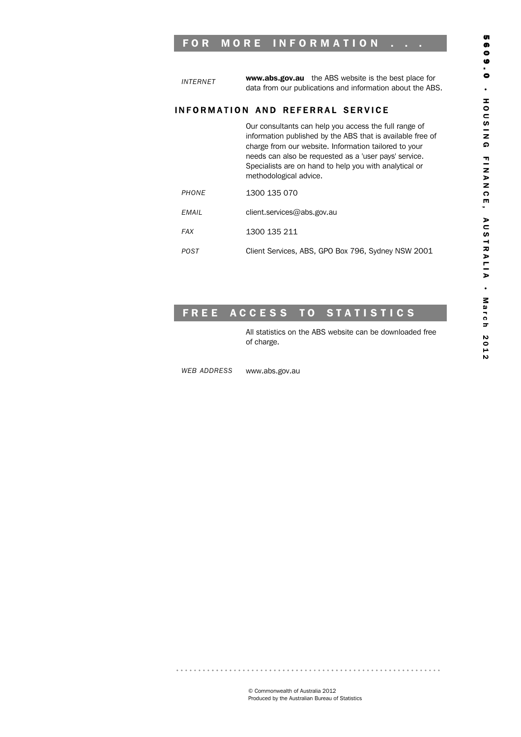## FOR MORE INFORMATION . . .

*INTERNET* **www.abs.gov.au** the ABS website is the best place for data from our publications and information about the ABS.

### INFORMATION AND REFERRAL SERVICE

Our consultants can help you access the full range of information published by the ABS that is available free of charge from our website. Information tailored to your needs can also be requested as a 'user pays' service. Specialists are on hand to help you with analytical or methodological advice.

*PHONE* 1300 135 070

*EMAIL* client.services@abs.gov.au

*FAX* 1300 135 211

*POST* Client Services, ABS, GPO Box 796, Sydney NSW 2001

## FREE ACCESS TO STATISTICS

All statistics on the ABS website can be downloaded free of charge.

*WEB ADDRESS* www.abs.gov.au

© Commonwealth of Australia 2012
Produced by the Australian Bureau of Statistics